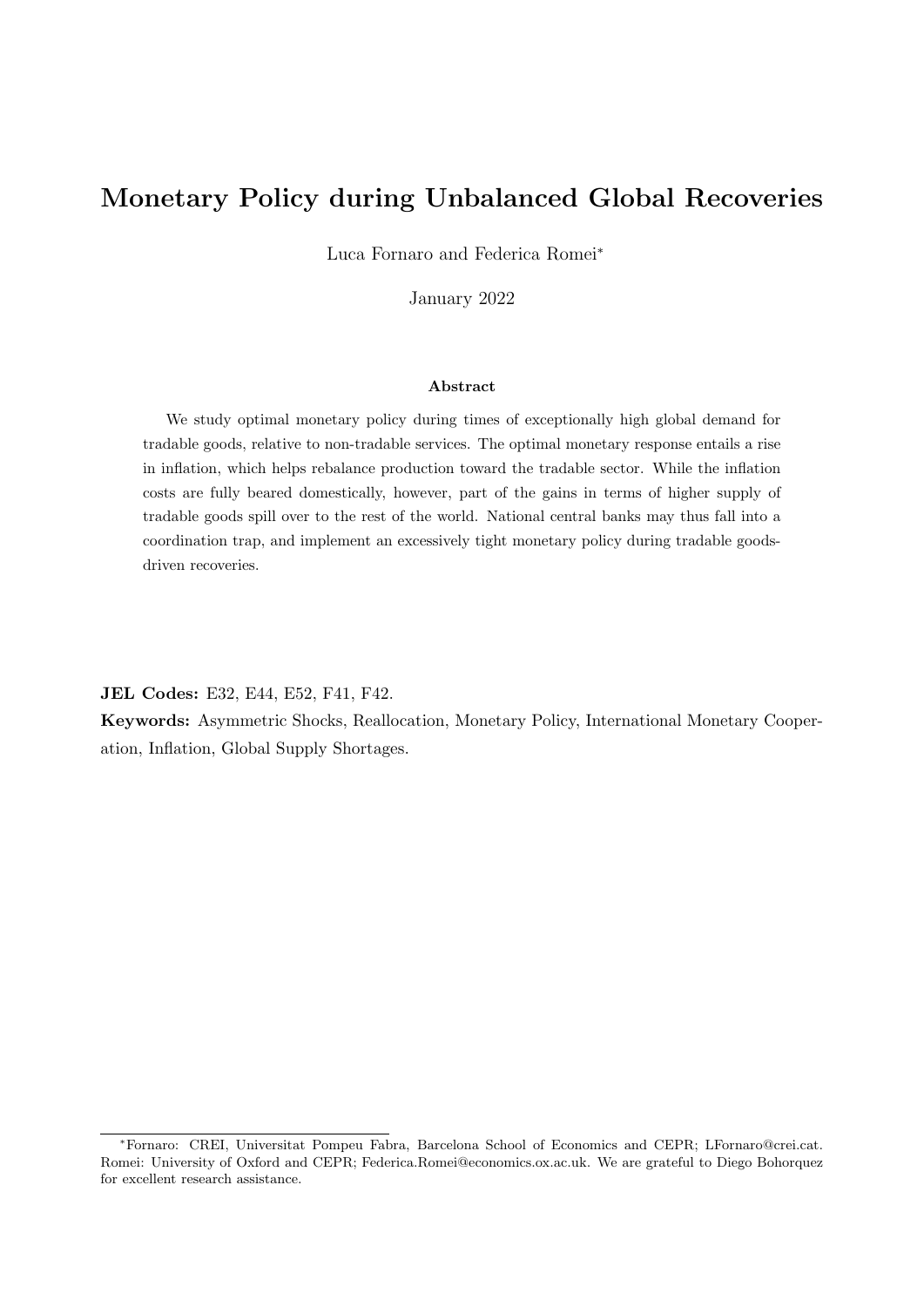# Monetary Policy during Unbalanced Global Recoveries

Luca Fornaro and Federica Romei*

January 2022

### Abstract

We study optimal monetary policy during times of exceptionally high global demand for tradable goods, relative to non-tradable services. The optimal monetary response entails a rise in inflation, which helps rebalance production toward the tradable sector. While the inflation costs are fully beared domestically, however, part of the gains in terms of higher supply of tradable goods spill over to the rest of the world. National central banks may thus fall into a coordination trap, and implement an excessively tight monetary policy during tradable goods-driven recoveries.

**JEL Codes:** E32, E44, E52, F41, F42.

**Keywords:** Asymmetric Shocks, Reallocation, Monetary Policy, International Monetary Cooperation, Inflation, Global Supply Shortages.

---

*Fornaro: CREI, Universitat Pompeu Fabra, Barcelona School of Economics and CEPR; LFornaro@crei.cat. Romei: University of Oxford and CEPR; Federica.Romei@economics.ox.ac.uk. We are grateful to Diego Bohorquez for excellent research assistance.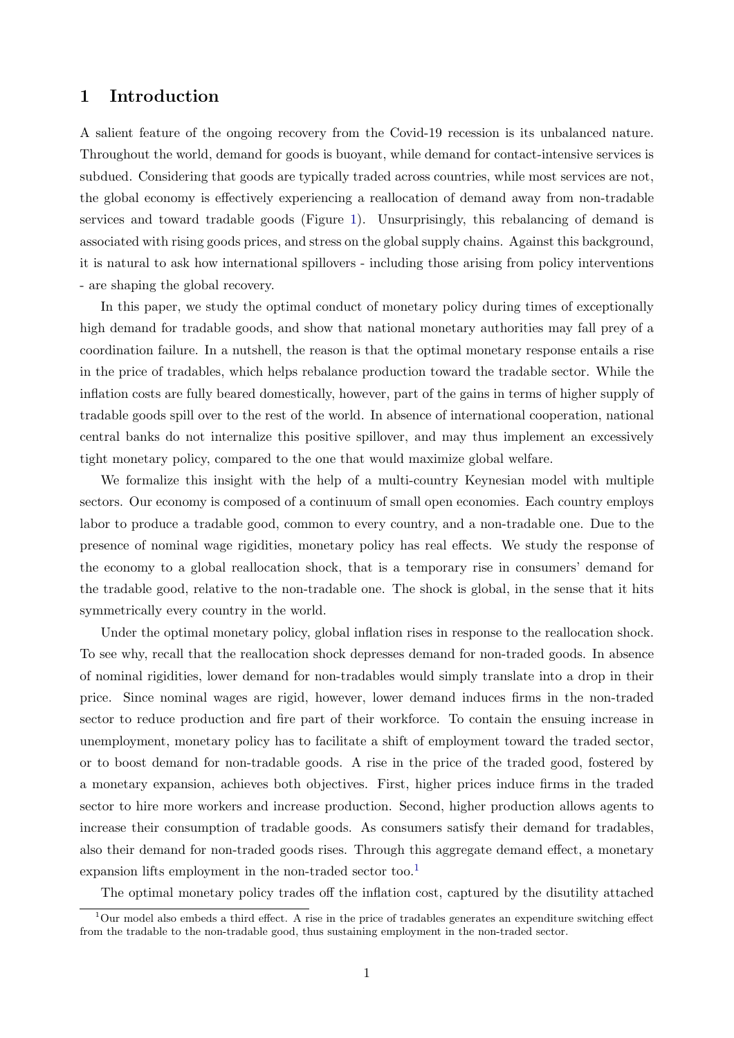# 1 Introduction

A salient feature of the ongoing recovery from the Covid-19 recession is its unbalanced nature. Throughout the world, demand for goods is buoyant, while demand for contact-intensive services is subdued. Considering that goods are typically traded across countries, while most services are not, the global economy is effectively experiencing a reallocation of demand away from non-tradable services and toward tradable goods (Figure 1). Unsurprisingly, this rebalancing of demand is associated with rising goods prices, and stress on the global supply chains. Against this background, it is natural to ask how international spillovers - including those arising from policy interventions - are shaping the global recovery.

In this paper, we study the optimal conduct of monetary policy during times of exceptionally high demand for tradable goods, and show that national monetary authorities may fall prey of a coordination failure. In a nutshell, the reason is that the optimal monetary response entails a rise in the price of tradables, which helps rebalance production toward the tradable sector. While the inflation costs are fully beared domestically, however, part of the gains in terms of higher supply of tradable goods spill over to the rest of the world. In absence of international cooperation, national central banks do not internalize this positive spillover, and may thus implement an excessively tight monetary policy, compared to the one that would maximize global welfare.

We formalize this insight with the help of a multi-country Keynesian model with multiple sectors. Our economy is composed of a continuum of small open economies. Each country employs labor to produce a tradable good, common to every country, and a non-tradable one. Due to the presence of nominal wage rigidities, monetary policy has real effects. We study the response of the economy to a global reallocation shock, that is a temporary rise in consumers' demand for the tradable good, relative to the non-tradable one. The shock is global, in the sense that it hits symmetrically every country in the world.

Under the optimal monetary policy, global inflation rises in response to the reallocation shock. To see why, recall that the reallocation shock depresses demand for non-traded goods. In absence of nominal rigidities, lower demand for non-tradables would simply translate into a drop in their price. Since nominal wages are rigid, however, lower demand induces firms in the non-traded sector to reduce production and fire part of their workforce. To contain the ensuing increase in unemployment, monetary policy has to facilitate a shift of employment toward the traded sector, or to boost demand for non-tradable goods. A rise in the price of the traded good, fostered by a monetary expansion, achieves both objectives. First, higher prices induce firms in the traded sector to hire more workers and increase production. Second, higher production allows agents to increase their consumption of tradable goods. As consumers satisfy their demand for tradables, also their demand for non-traded goods rises. Through this aggregate demand effect, a monetary expansion lifts employment in the non-traded sector too.[1]

The optimal monetary policy trades off the inflation cost, captured by the disutility attached

[1] Our model also embeds a third effect. A rise in the price of tradables generates an expenditure switching effect from the tradable to the non-tradable good, thus sustaining employment in the non-traded sector.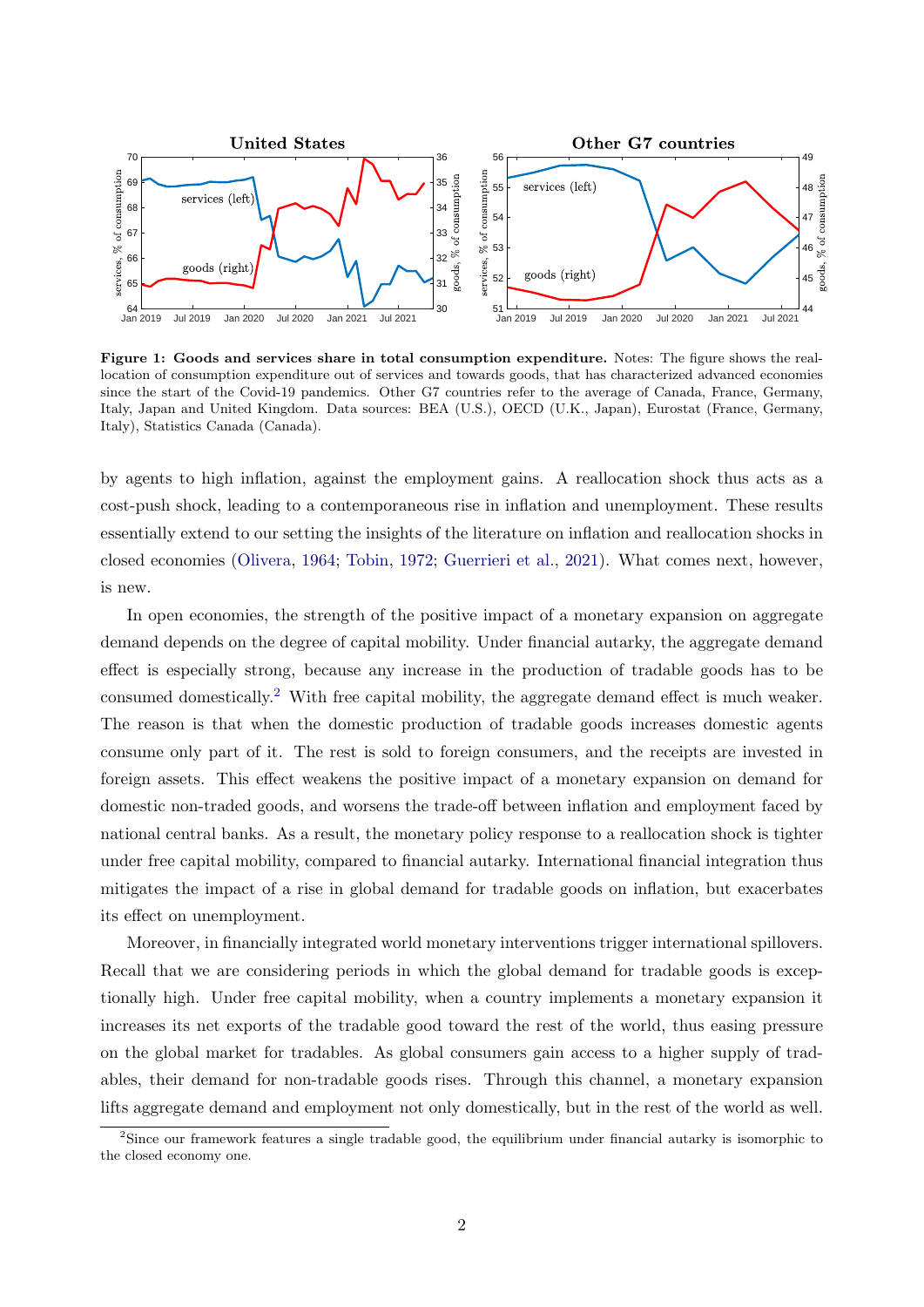**Figure 1: Goods and services share in total consumption expenditure.** Notes: The figure shows the reallocation of consumption expenditure out of services and towards goods, that has characterized advanced economies since the start of the Covid-19 pandemics. Other G7 countries refer to the average of Canada, France, Germany, Italy, Japan and United Kingdom. Data sources: BEA (U.S.), OECD (U.K., Japan), Eurostat (France, Germany, Italy), Statistics Canada (Canada).

by agents to high inflation, against the employment gains. A reallocation shock thus acts as a cost-push shock, leading to a contemporaneous rise in inflation and unemployment. These results essentially extend to our setting the insights of the literature on inflation and reallocation shocks in closed economies (Olivera, 1964; Tobin, 1972; Guerrieri et al., 2021). What comes next, however, is new.

In open economies, the strength of the positive impact of a monetary expansion on aggregate demand depends on the degree of capital mobility. Under financial autarky, the aggregate demand effect is especially strong, because any increase in the production of tradable goods has to be consumed domestically.[2] With free capital mobility, the aggregate demand effect is much weaker. The reason is that when the domestic production of tradable goods increases domestic agents consume only part of it. The rest is sold to foreign consumers, and the receipts are invested in foreign assets. This effect weakens the positive impact of a monetary expansion on demand for domestic non-traded goods, and worsens the trade-off between inflation and employment faced by national central banks. As a result, the monetary policy response to a reallocation shock is tighter under free capital mobility, compared to financial autarky. International financial integration thus mitigates the impact of a rise in global demand for tradable goods on inflation, but exacerbates its effect on unemployment.

Moreover, in financially integrated world monetary interventions trigger international spillovers. Recall that we are considering periods in which the global demand for tradable goods is exceptionally high. Under free capital mobility, when a country implements a monetary expansion it increases its net exports of the tradable good toward the rest of the world, thus easing pressure on the global market for tradables. As global consumers gain access to a higher supply of tradables, their demand for non-tradable goods rises. Through this channel, a monetary expansion lifts aggregate demand and employment not only domestically, but in the rest of the world as well.

[2] Since our framework features a single tradable good, the equilibrium under financial autarky is isomorphic to the closed economy one.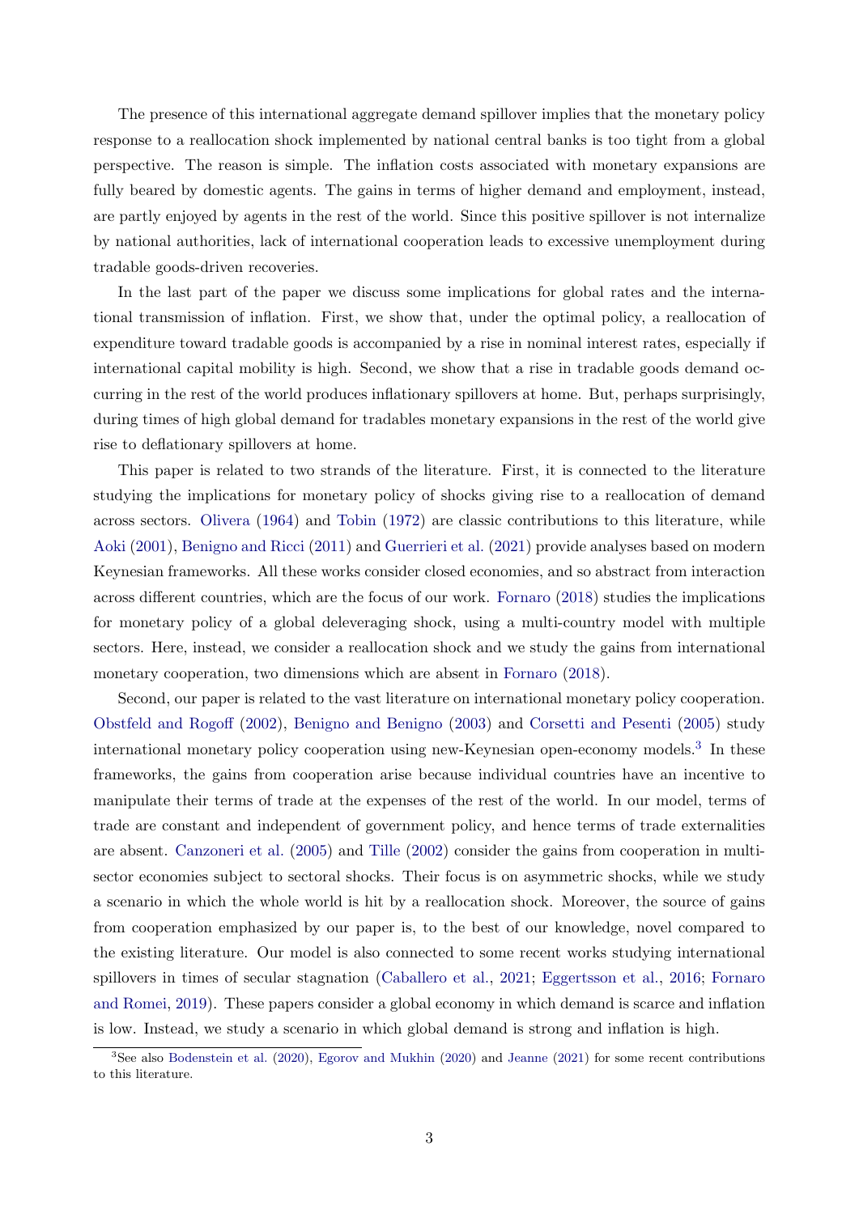The presence of this international aggregate demand spillover implies that the monetary policy response to a reallocation shock implemented by national central banks is too tight from a global perspective. The reason is simple. The inflation costs associated with monetary expansions are fully beared by domestic agents. The gains in terms of higher demand and employment, instead, are partly enjoyed by agents in the rest of the world. Since this positive spillover is not internalize by national authorities, lack of international cooperation leads to excessive unemployment during tradable goods-driven recoveries.

In the last part of the paper we discuss some implications for global rates and the international transmission of inflation. First, we show that, under the optimal policy, a reallocation of expenditure toward tradable goods is accompanied by a rise in nominal interest rates, especially if international capital mobility is high. Second, we show that a rise in tradable goods demand occurring in the rest of the world produces inflationary spillovers at home. But, perhaps surprisingly, during times of high global demand for tradables monetary expansions in the rest of the world give rise to deflationary spillovers at home.

This paper is related to two strands of the literature. First, it is connected to the literature studying the implications for monetary policy of shocks giving rise to a reallocation of demand across sectors. Olivera (1964) and Tobin (1972) are classic contributions to this literature, while Aoki (2001), Benigno and Ricci (2011) and Guerrieri et al. (2021) provide analyses based on modern Keynesian frameworks. All these works consider closed economies, and so abstract from interaction across different countries, which are the focus of our work. Fornaro (2018) studies the implications for monetary policy of a global deleveraging shock, using a multi-country model with multiple sectors. Here, instead, we consider a reallocation shock and we study the gains from international monetary cooperation, two dimensions which are absent in Fornaro (2018).

Second, our paper is related to the vast literature on international monetary policy cooperation. Obstfeld and Rogoff (2002), Benigno and Benigno (2003) and Corsetti and Pesenti (2005) study international monetary policy cooperation using new-Keynesian open-economy models.[3] In these frameworks, the gains from cooperation arise because individual countries have an incentive to manipulate their terms of trade at the expenses of the rest of the world. In our model, terms of trade are constant and independent of government policy, and hence terms of trade externalities are absent. Canzoneri et al. (2005) and Tille (2002) consider the gains from cooperation in multi-sector economies subject to sectoral shocks. Their focus is on asymmetric shocks, while we study a scenario in which the whole world is hit by a reallocation shock. Moreover, the source of gains from cooperation emphasized by our paper is, to the best of our knowledge, novel compared to the existing literature. Our model is also connected to some recent works studying international spillovers in times of secular stagnation (Caballero et al., 2021; Eggertsson et al., 2016; Fornaro and Romei, 2019). These papers consider a global economy in which demand is scarce and inflation is low. Instead, we study a scenario in which global demand is strong and inflation is high.

[3] See also Bodenstein et al. (2020), Egorov and Mukhin (2020) and Jeanne (2021) for some recent contributions to this literature.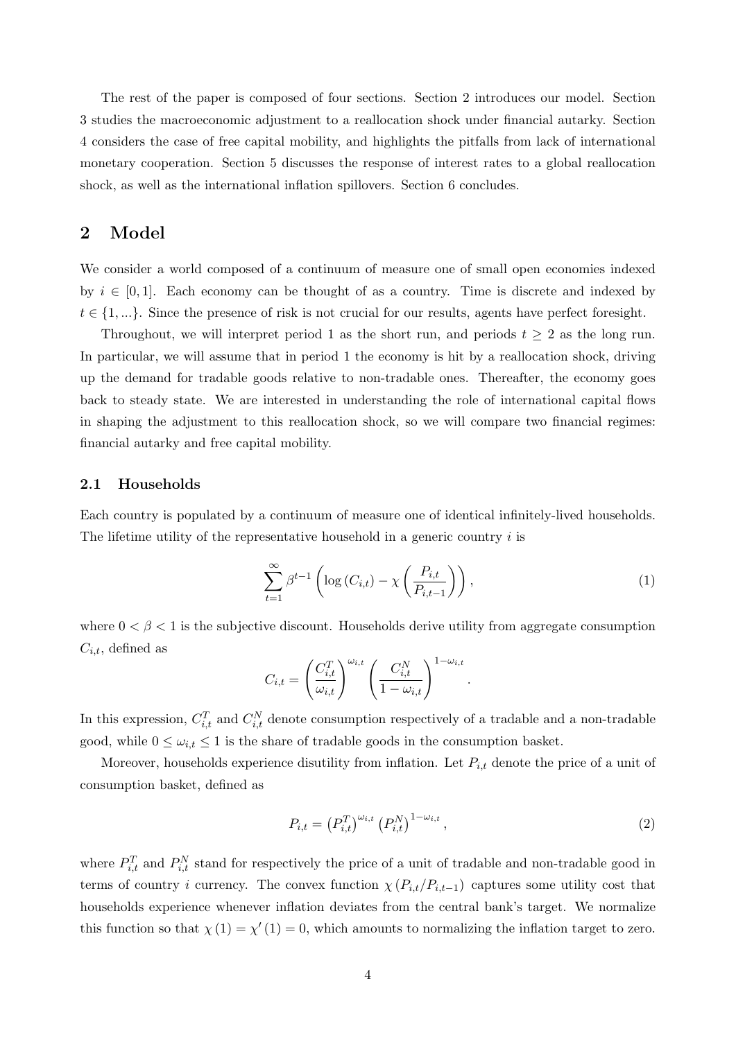The rest of the paper is composed of four sections. Section 2 introduces our model. Section 3 studies the macroeconomic adjustment to a reallocation shock under financial autarky. Section 4 considers the case of free capital mobility, and highlights the pitfalls from lack of international monetary cooperation. Section 5 discusses the response of interest rates to a global reallocation shock, as well as the international inflation spillovers. Section 6 concludes.

## 2 Model

We consider a world composed of a continuum of measure one of small open economies indexed by $i \in [0, 1]$. Each economy can be thought of as a country. Time is discrete and indexed by $t \in \{1, ...\}$. Since the presence of risk is not crucial for our results, agents have perfect foresight.

Throughout, we will interpret period 1 as the short run, and periods $t \geq 2$ as the long run. In particular, we will assume that in period 1 the economy is hit by a reallocation shock, driving up the demand for tradable goods relative to non-tradable ones. Thereafter, the economy goes back to steady state. We are interested in understanding the role of international capital flows in shaping the adjustment to this reallocation shock, so we will compare two financial regimes: financial autarky and free capital mobility.

### 2.1 Households

Each country is populated by a continuum of measure one of identical infinitely-lived households. The lifetime utility of the representative household in a generic country $i$ is

$$\sum_{t=1}^{\infty} \beta^{t-1} \left( \log \left( C_{i,t} \right) - \chi \left( \frac{P_{i,t}}{P_{i,t-1}} \right) \right), \tag{1}$$

where $0 < \beta < 1$ is the subjective discount. Households derive utility from aggregate consumption $C_{i,t}$, defined as

$$C_{i,t} = \left( \frac{C_{i,t}^T}{\omega_{i,t}} \right)^{\omega_{i,t}} \left( \frac{C_{i,t}^N}{1 - \omega_{i,t}} \right)^{1-\omega_{i,t}}.$$

In this expression, $C_{i,t}^T$ and $C_{i,t}^N$ denote consumption respectively of a tradable and a non-tradable good, while $0 \leq \omega_{i,t} \leq 1$ is the share of tradable goods in the consumption basket.

Moreover, households experience disutility from inflation. Let $P_{i,t}$ denote the price of a unit of consumption basket, defined as

$$P_{i,t} = \left( P_{i,t}^T \right)^{\omega_{i,t}} \left( P_{i,t}^N \right)^{1-\omega_{i,t}}, \tag{2}$$

where $P_{i,t}^T$ and $P_{i,t}^N$ stand for respectively the price of a unit of tradable and non-tradable good in terms of country $i$ currency. The convex function $\chi \left( P_{i,t}/P_{i,t-1} \right)$ captures some utility cost that households experience whenever inflation deviates from the central bank's target. We normalize this function so that $\chi(1) = \chi'(1) = 0$, which amounts to normalizing the inflation target to zero.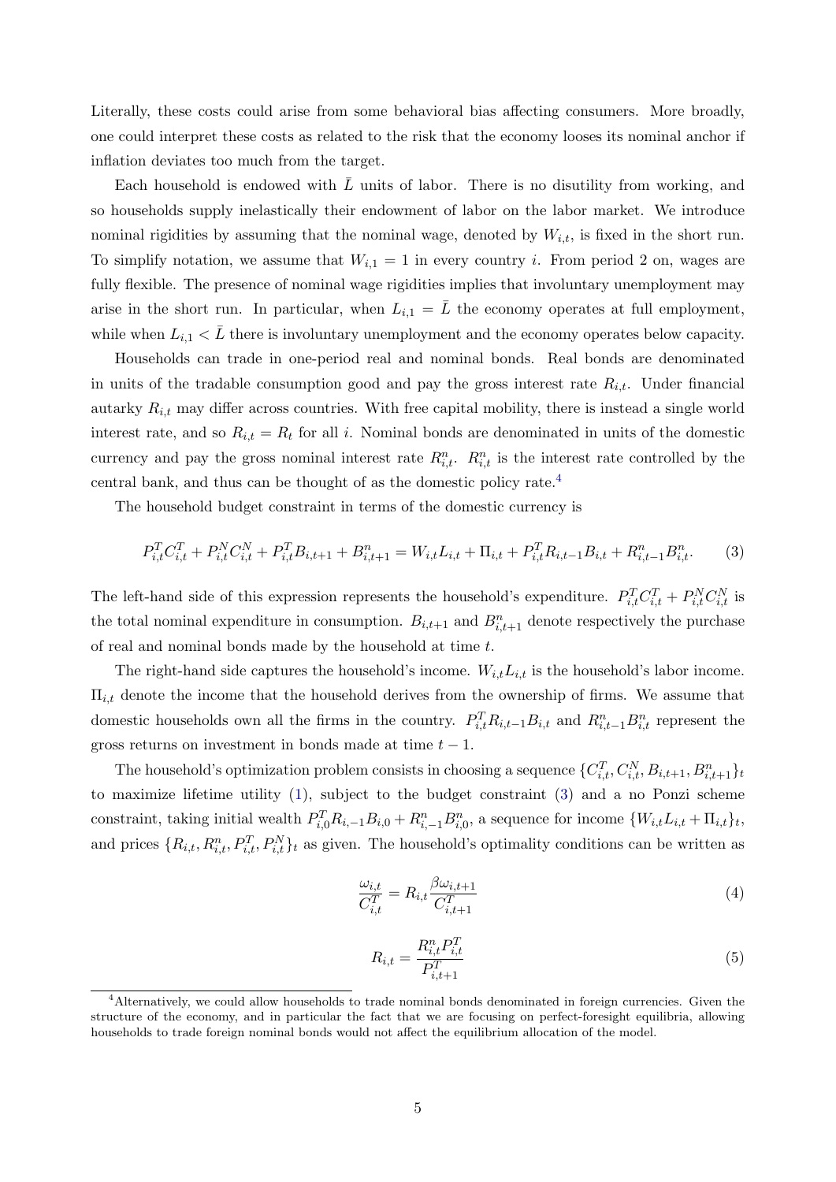Literally, these costs could arise from some behavioral bias affecting consumers. More broadly, one could interpret these costs as related to the risk that the economy looses its nominal anchor if inflation deviates too much from the target.

Each household is endowed with $\bar{L}$ units of labor. There is no disutility from working, and so households supply inelastically their endowment of labor on the labor market. We introduce nominal rigidities by assuming that the nominal wage, denoted by $W_{i,t}$, is fixed in the short run. To simplify notation, we assume that $W_{i,1} = 1$ in every country $i$. From period 2 on, wages are fully flexible. The presence of nominal wage rigidities implies that involuntary unemployment may arise in the short run. In particular, when $L_{i,1} = \bar{L}$ the economy operates at full employment, while when $L_{i,1} < \bar{L}$ there is involuntary unemployment and the economy operates below capacity.

Households can trade in one-period real and nominal bonds. Real bonds are denominated in units of the tradable consumption good and pay the gross interest rate $R_{i,t}$. Under financial autarky $R_{i,t}$ may differ across countries. With free capital mobility, there is instead a single world interest rate, and so $R_{i,t} = R_t$ for all $i$. Nominal bonds are denominated in units of the domestic currency and pay the gross nominal interest rate $R^n_{i,t}$. $R^n_{i,t}$ is the interest rate controlled by the central bank, and thus can be thought of as the domestic policy rate.[4]

The household budget constraint in terms of the domestic currency is

$$P^T_{i,t}C^T_{i,t} + P^N_{i,t}C^N_{i,t} + P^T_{i,t}B_{i,t+1} + B^n_{i,t+1} = W_{i,t}L_{i,t} + \Pi_{i,t} + P^T_{i,t}R_{i,t-1}B_{i,t} + R^n_{i,t-1}B^n_{i,t}. \tag{3}$$

The left-hand side of this expression represents the household's expenditure. $P^T_{i,t}C^T_{i,t} + P^N_{i,t}C^N_{i,t}$ is the total nominal expenditure in consumption. $B_{i,t+1}$ and $B^n_{i,t+1}$ denote respectively the purchase of real and nominal bonds made by the household at time $t$.

The right-hand side captures the household's income. $W_{i,t}L_{i,t}$ is the household's labor income. $\Pi_{i,t}$ denote the income that the household derives from the ownership of firms. We assume that domestic households own all the firms in the country. $P^T_{i,t}R_{i,t-1}B_{i,t}$ and $R^n_{i,t-1}B^n_{i,t}$ represent the gross returns on investment in bonds made at time $t-1$.

The household's optimization problem consists in choosing a sequence $\{C^T_{i,t}, C^N_{i,t}, B_{i,t+1}, B^n_{i,t+1}\}_t$ to maximize lifetime utility (1), subject to the budget constraint (3) and a no Ponzi scheme constraint, taking initial wealth $P^T_{i,0}R_{i,-1}B_{i,0} + R^n_{i,-1}B^n_{i,0}$, a sequence for income $\{W_{i,t}L_{i,t} + \Pi_{i,t}\}_t$, and prices $\{R_{i,t}, R^n_{i,t}, P^T_{i,t}, P^N_{i,t}\}_t$ as given. The household's optimality conditions can be written as

$$\frac{\omega_{i,t}}{C^T_{i,t}} = R_{i,t}\frac{\beta\omega_{i,t+1}}{C^T_{i,t+1}} \tag{4}$$

$$R_{i,t} = \frac{R^n_{i,t}P^T_{i,t}}{P^T_{i,t+1}} \tag{5}$$

[4] Alternatively, we could allow households to trade nominal bonds denominated in foreign currencies. Given the structure of the economy, and in particular the fact that we are focusing on perfect-foresight equilibria, allowing households to trade foreign nominal bonds would not affect the equilibrium allocation of the model.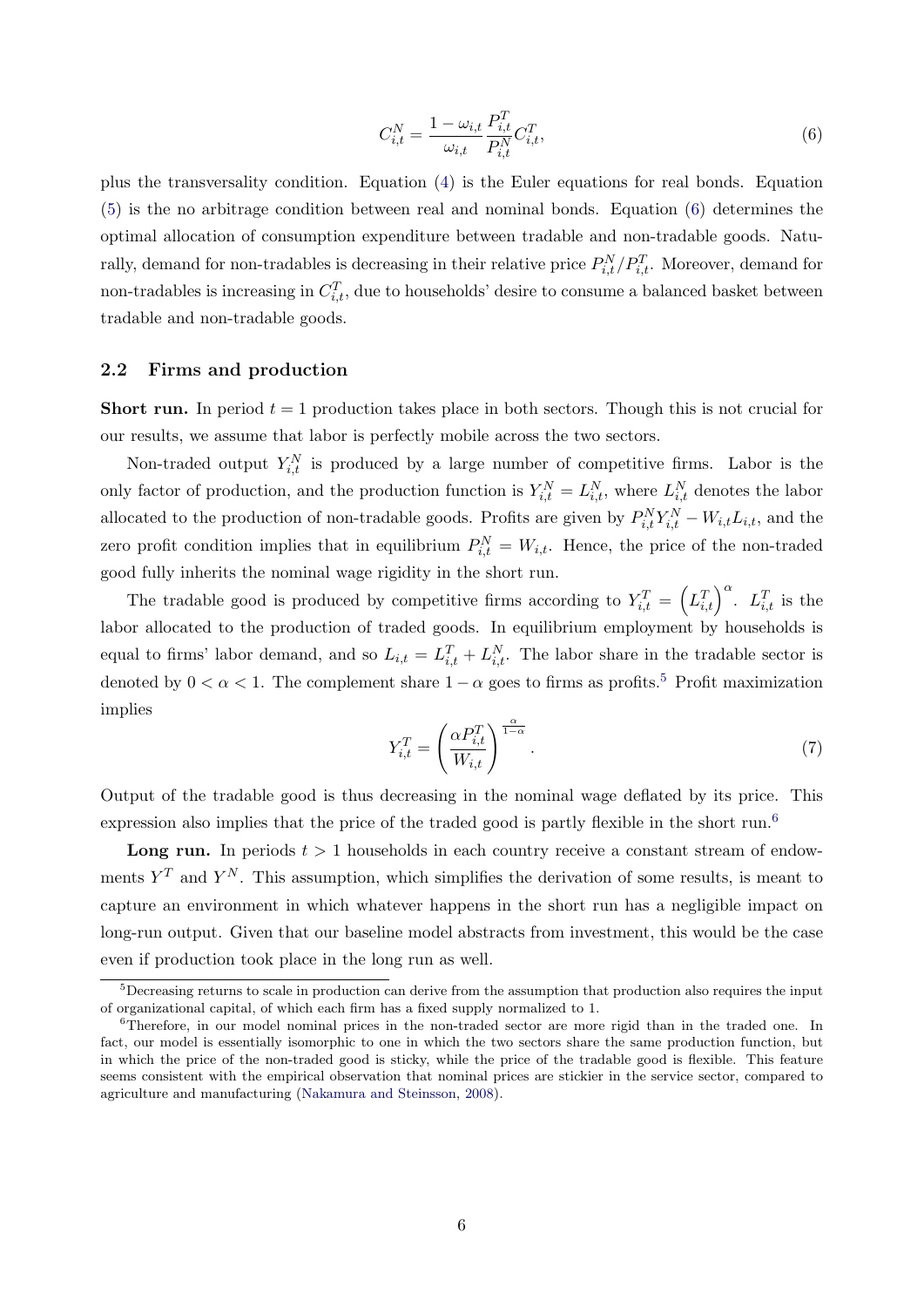$$C_{i,t}^N = \frac{1-\omega_{i,t}}{\omega_{i,t}} \frac{P_{i,t}^T}{P_{i,t}^N} C_{i,t}^T, \tag{6}$$

plus the transversality condition. Equation (4) is the Euler equations for real bonds. Equation (5) is the no arbitrage condition between real and nominal bonds. Equation (6) determines the optimal allocation of consumption expenditure between tradable and non-tradable goods. Naturally, demand for non-tradables is decreasing in their relative price $P_{i,t}^N/P_{i,t}^T$. Moreover, demand for non-tradables is increasing in $C_{i,t}^T$, due to households' desire to consume a balanced basket between tradable and non-tradable goods.

## 2.2 Firms and production

**Short run.** In period $t = 1$ production takes place in both sectors. Though this is not crucial for our results, we assume that labor is perfectly mobile across the two sectors.

Non-traded output $Y_{i,t}^N$ is produced by a large number of competitive firms. Labor is the only factor of production, and the production function is $Y_{i,t}^N = L_{i,t}^N$, where $L_{i,t}^N$ denotes the labor allocated to the production of non-tradable goods. Profits are given by $P_{i,t}^N Y_{i,t}^N - W_{i,t} L_{i,t}$, and the zero profit condition implies that in equilibrium $P_{i,t}^N = W_{i,t}$. Hence, the price of the non-traded good fully inherits the nominal wage rigidity in the short run.

The tradable good is produced by competitive firms according to $Y_{i,t}^T = \left(L_{i,t}^T\right)^\alpha$. $L_{i,t}^T$ is the labor allocated to the production of traded goods. In equilibrium employment by households is equal to firms' labor demand, and so $L_{i,t} = L_{i,t}^T + L_{i,t}^N$. The labor share in the tradable sector is denoted by $0 < \alpha < 1$. The complement share $1 - \alpha$ goes to firms as profits.[5] Profit maximization implies

$$Y_{i,t}^T = \left(\frac{\alpha P_{i,t}^T}{W_{i,t}}\right)^{\frac{\alpha}{1-\alpha}}. \tag{7}$$

Output of the tradable good is thus decreasing in the nominal wage deflated by its price. This expression also implies that the price of the traded good is partly flexible in the short run.[6]

**Long run.** In periods $t > 1$ households in each country receive a constant stream of endowments $Y^T$ and $Y^N$. This assumption, which simplifies the derivation of some results, is meant to capture an environment in which whatever happens in the short run has a negligible impact on long-run output. Given that our baseline model abstracts from investment, this would be the case even if production took place in the long run as well.

---

[5] Decreasing returns to scale in production can derive from the assumption that production also requires the input of organizational capital, of which each firm has a fixed supply normalized to 1.

[6] Therefore, in our model nominal prices in the non-traded sector are more rigid than in the traded one. In fact, our model is essentially isomorphic to one in which the two sectors share the same production function, but in which the price of the non-traded good is sticky, while the price of the tradable good is flexible. This feature seems consistent with the empirical observation that nominal prices are stickier in the service sector, compared to agriculture and manufacturing (Nakamura and Steinsson, 2008).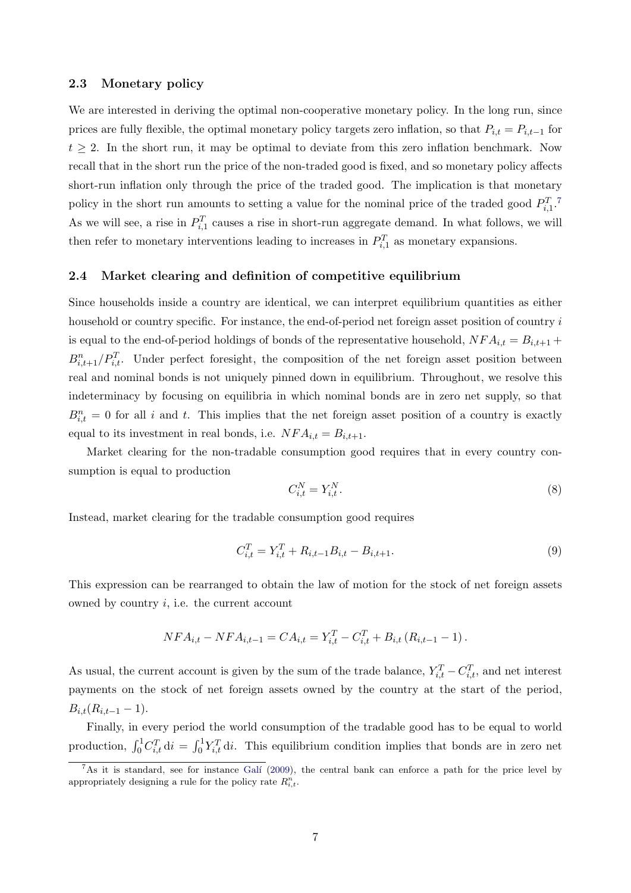### 2.3 Monetary policy

We are interested in deriving the optimal non-cooperative monetary policy. In the long run, since prices are fully flexible, the optimal monetary policy targets zero inflation, so that $P_{i,t} = P_{i,t-1}$ for $t \geq 2$. In the short run, it may be optimal to deviate from this zero inflation benchmark. Now recall that in the short run the price of the non-traded good is fixed, and so monetary policy affects short-run inflation only through the price of the traded good. The implication is that monetary policy in the short run amounts to setting a value for the nominal price of the traded good $P_{i,1}^T$.[7] As we will see, a rise in $P_{i,1}^T$ causes a rise in short-run aggregate demand. In what follows, we will then refer to monetary interventions leading to increases in $P_{i,1}^T$ as monetary expansions.

### 2.4 Market clearing and definition of competitive equilibrium

Since households inside a country are identical, we can interpret equilibrium quantities as either household or country specific. For instance, the end-of-period net foreign asset position of country $i$ is equal to the end-of-period holdings of bonds of the representative household, $NFA_{i,t} = B_{i,t+1} + B_{i,t+1}^n / P_{i,t}^T$. Under perfect foresight, the composition of the net foreign asset position between real and nominal bonds is not uniquely pinned down in equilibrium. Throughout, we resolve this indeterminacy by focusing on equilibria in which nominal bonds are in zero net supply, so that $B_{i,t}^n = 0$ for all $i$ and $t$. This implies that the net foreign asset position of a country is exactly equal to its investment in real bonds, i.e. $NFA_{i,t} = B_{i,t+1}$.

Market clearing for the non-tradable consumption good requires that in every country consumption is equal to production

$$C_{i,t}^N = Y_{i,t}^N. \tag{8}$$

Instead, market clearing for the tradable consumption good requires

$$C_{i,t}^T = Y_{i,t}^T + R_{i,t-1} B_{i,t} - B_{i,t+1}. \tag{9}$$

This expression can be rearranged to obtain the law of motion for the stock of net foreign assets owned by country $i$, i.e. the current account

$$NFA_{i,t} - NFA_{i,t-1} = CA_{i,t} = Y_{i,t}^T - C_{i,t}^T + B_{i,t} \left( R_{i,t-1} - 1 \right).$$

As usual, the current account is given by the sum of the trade balance, $Y_{i,t}^T - C_{i,t}^T$, and net interest payments on the stock of net foreign assets owned by the country at the start of the period, $B_{i,t}(R_{i,t-1} - 1)$.

Finally, in every period the world consumption of the tradable good has to be equal to world production, $\int_0^1 C_{i,t}^T \, \mathrm{d}i = \int_0^1 Y_{i,t}^T \, \mathrm{d}i$. This equilibrium condition implies that bonds are in zero net

[7] As it is standard, see for instance Galí (2009), the central bank can enforce a path for the price level by appropriately designing a rule for the policy rate $R_{i,t}^n$.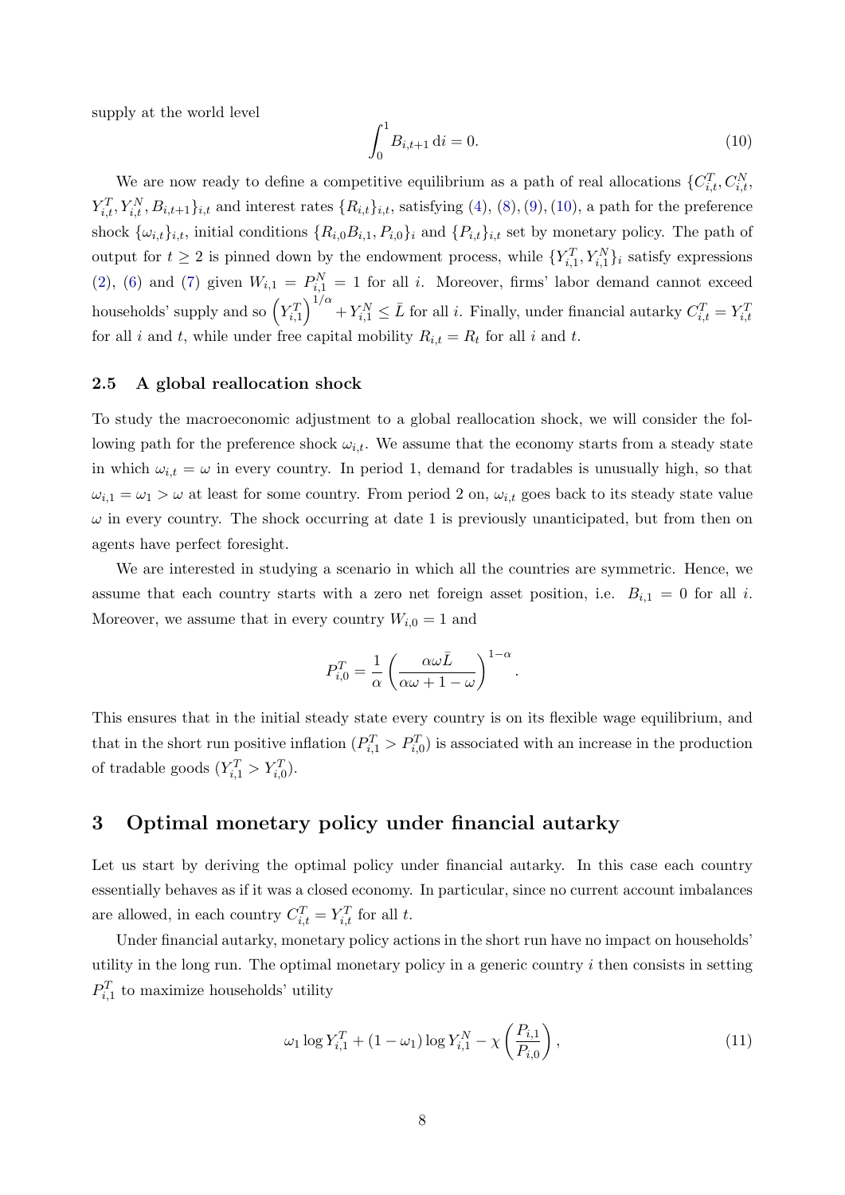supply at the world level

$$\int_0^1 B_{i,t+1}\,\mathrm{d}i = 0. \tag{10}$$

We are now ready to define a competitive equilibrium as a path of real allocations $\{C_{i,t}^T, C_{i,t}^N, Y_{i,t}^T, Y_{i,t}^N, B_{i,t+1}\}_{i,t}$ and interest rates $\{R_{i,t}\}_{i,t}$, satisfying (4), (8), (9), (10), a path for the preference shock $\{\omega_{i,t}\}_{i,t}$, initial conditions $\{R_{i,0}B_{i,1}, P_{i,0}\}_i$ and $\{P_{i,t}\}_{i,t}$ set by monetary policy. The path of output for $t \geq 2$ is pinned down by the endowment process, while $\{Y_{i,1}^T, Y_{i,1}^N\}_i$ satisfy expressions (2), (6) and (7) given $W_{i,1} = P_{i,1}^N = 1$ for all $i$. Moreover, firms' labor demand cannot exceed households' supply and so $\left(Y_{i,1}^T\right)^{1/\alpha} + Y_{i,1}^N \leq \bar{L}$ for all $i$. Finally, under financial autarky $C_{i,t}^T = Y_{i,t}^T$ for all $i$ and $t$, while under free capital mobility $R_{i,t} = R_t$ for all $i$ and $t$.

### 2.5 A global reallocation shock

To study the macroeconomic adjustment to a global reallocation shock, we will consider the following path for the preference shock $\omega_{i,t}$. We assume that the economy starts from a steady state in which $\omega_{i,t} = \omega$ in every country. In period 1, demand for tradables is unusually high, so that $\omega_{i,1} = \omega_1 > \omega$ at least for some country. From period 2 on, $\omega_{i,t}$ goes back to its steady state value $\omega$ in every country. The shock occurring at date 1 is previously unanticipated, but from then on agents have perfect foresight.

We are interested in studying a scenario in which all the countries are symmetric. Hence, we assume that each country starts with a zero net foreign asset position, i.e. $B_{i,1} = 0$ for all $i$. Moreover, we assume that in every country $W_{i,0} = 1$ and

$$P_{i,0}^T = \frac{1}{\alpha}\left(\frac{\alpha\omega\bar{L}}{\alpha\omega + 1 - \omega}\right)^{1-\alpha}.$$

This ensures that in the initial steady state every country is on its flexible wage equilibrium, and that in the short run positive inflation ($P_{i,1}^T > P_{i,0}^T$) is associated with an increase in the production of tradable goods ($Y_{i,1}^T > Y_{i,0}^T$).

## 3 Optimal monetary policy under financial autarky

Let us start by deriving the optimal policy under financial autarky. In this case each country essentially behaves as if it was a closed economy. In particular, since no current account imbalances are allowed, in each country $C_{i,t}^T = Y_{i,t}^T$ for all $t$.

Under financial autarky, monetary policy actions in the short run have no impact on households' utility in the long run. The optimal monetary policy in a generic country $i$ then consists in setting $P_{i,1}^T$ to maximize households' utility

$$\omega_1 \log Y_{i,1}^T + (1 - \omega_1)\log Y_{i,1}^N - \chi\left(\frac{P_{i,1}}{P_{i,0}}\right), \tag{11}$$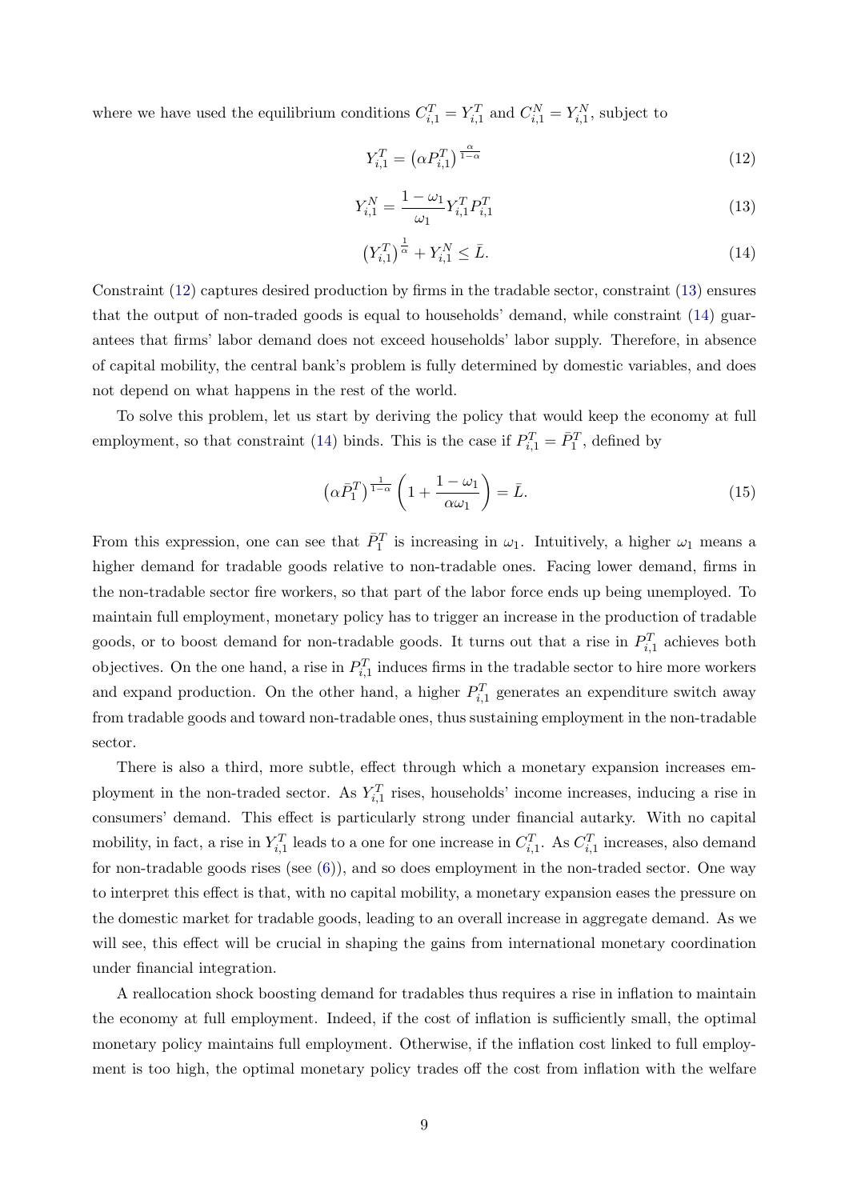where we have used the equilibrium conditions $C_{i,1}^T = Y_{i,1}^T$ and $C_{i,1}^N = Y_{i,1}^N$, subject to

$$Y_{i,1}^T = \left(\alpha P_{i,1}^T\right)^{\frac{\alpha}{1-\alpha}} \tag{12}$$

$$Y_{i,1}^N = \frac{1-\omega_1}{\omega_1} Y_{i,1}^T P_{i,1}^T \tag{13}$$

$$\left(Y_{i,1}^T\right)^{\frac{1}{\alpha}} + Y_{i,1}^N \leq \bar{L}. \tag{14}$$

Constraint (12) captures desired production by firms in the tradable sector, constraint (13) ensures that the output of non-traded goods is equal to households' demand, while constraint (14) guarantees that firms' labor demand does not exceed households' labor supply. Therefore, in absence of capital mobility, the central bank's problem is fully determined by domestic variables, and does not depend on what happens in the rest of the world.

To solve this problem, let us start by deriving the policy that would keep the economy at full employment, so that constraint (14) binds. This is the case if $P_{i,1}^T = \bar{P}_1^T$, defined by

$$\left(\alpha \bar{P}_1^T\right)^{\frac{1}{1-\alpha}} \left(1 + \frac{1-\omega_1}{\alpha\omega_1}\right) = \bar{L}. \tag{15}$$

From this expression, one can see that $\bar{P}_1^T$ is increasing in $\omega_1$. Intuitively, a higher $\omega_1$ means a higher demand for tradable goods relative to non-tradable ones. Facing lower demand, firms in the non-tradable sector fire workers, so that part of the labor force ends up being unemployed. To maintain full employment, monetary policy has to trigger an increase in the production of tradable goods, or to boost demand for non-tradable goods. It turns out that a rise in $P_{i,1}^T$ achieves both objectives. On the one hand, a rise in $P_{i,1}^T$ induces firms in the tradable sector to hire more workers and expand production. On the other hand, a higher $P_{i,1}^T$ generates an expenditure switch away from tradable goods and toward non-tradable ones, thus sustaining employment in the non-tradable sector.

There is also a third, more subtle, effect through which a monetary expansion increases employment in the non-traded sector. As $Y_{i,1}^T$ rises, households' income increases, inducing a rise in consumers' demand. This effect is particularly strong under financial autarky. With no capital mobility, in fact, a rise in $Y_{i,1}^T$ leads to a one for one increase in $C_{i,1}^T$. As $C_{i,1}^T$ increases, also demand for non-tradable goods rises (see (6)), and so does employment in the non-traded sector. One way to interpret this effect is that, with no capital mobility, a monetary expansion eases the pressure on the domestic market for tradable goods, leading to an overall increase in aggregate demand. As we will see, this effect will be crucial in shaping the gains from international monetary coordination under financial integration.

A reallocation shock boosting demand for tradables thus requires a rise in inflation to maintain the economy at full employment. Indeed, if the cost of inflation is sufficiently small, the optimal monetary policy maintains full employment. Otherwise, if the inflation cost linked to full employment is too high, the optimal monetary policy trades off the cost from inflation with the welfare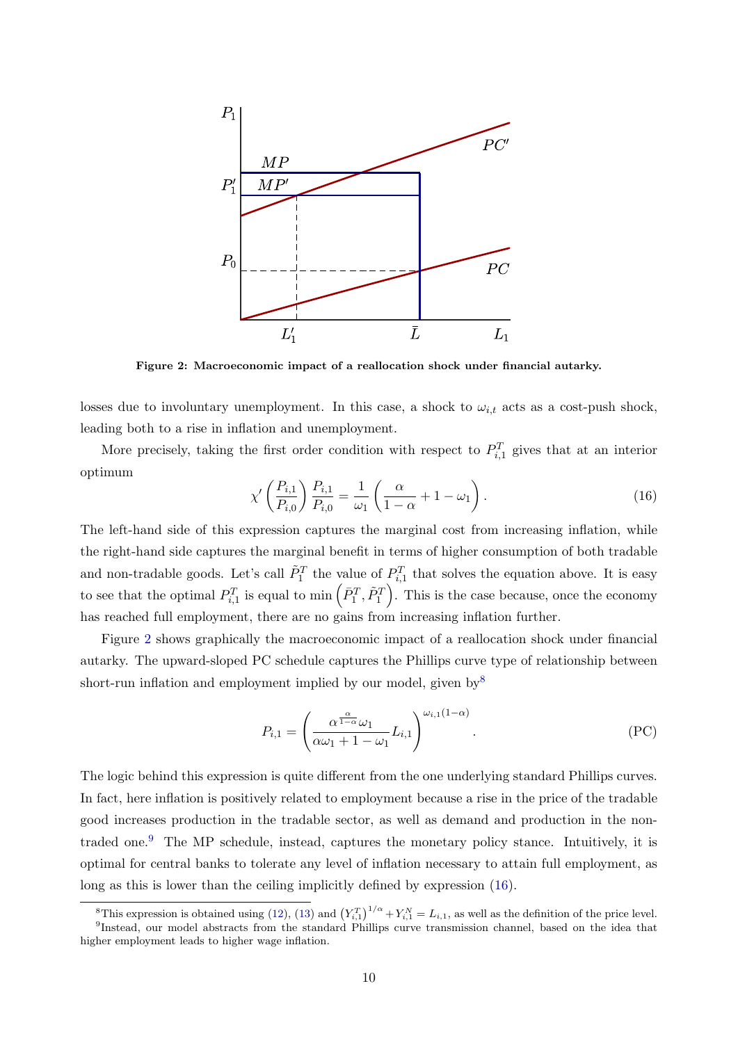**Figure 2: Macroeconomic impact of a reallocation shock under financial autarky.**

losses due to involuntary unemployment. In this case, a shock to $\omega_{i,t}$ acts as a cost-push shock, leading both to a rise in inflation and unemployment.

More precisely, taking the first order condition with respect to $P_{i,1}^T$ gives that at an interior optimum

$$\chi'\left(\frac{P_{i,1}}{P_{i,0}}\right)\frac{P_{i,1}}{P_{i,0}} = \frac{1}{\omega_1}\left(\frac{\alpha}{1-\alpha}+1-\omega_1\right). \tag{16}$$

The left-hand side of this expression captures the marginal cost from increasing inflation, while the right-hand side captures the marginal benefit in terms of higher consumption of both tradable and non-tradable goods. Let's call $\tilde{P}_1^T$ the value of $P_{i,1}^T$ that solves the equation above. It is easy to see that the optimal $P_{i,1}^T$ is equal to $\min\left(\bar{P}_1^T, \tilde{P}_1^T\right)$. This is the case because, once the economy has reached full employment, there are no gains from increasing inflation further.

Figure 2 shows graphically the macroeconomic impact of a reallocation shock under financial autarky. The upward-sloped PC schedule captures the Phillips curve type of relationship between short-run inflation and employment implied by our model, given by[8]

$$P_{i,1} = \left(\frac{\alpha^{\frac{\alpha}{1-\alpha}}\omega_1}{\alpha\omega_1+1-\omega_1}L_{i,1}\right)^{\omega_{i,1}(1-\alpha)}. \tag{PC}$$

The logic behind this expression is quite different from the one underlying standard Phillips curves. In fact, here inflation is positively related to employment because a rise in the price of the tradable good increases production in the tradable sector, as well as demand and production in the non-traded one.[9] The MP schedule, instead, captures the monetary policy stance. Intuitively, it is optimal for central banks to tolerate any level of inflation necessary to attain full employment, as long as this is lower than the ceiling implicitly defined by expression (16).

[8] This expression is obtained using (12), (13) and $\left(Y_{i,1}^T\right)^{1/\alpha}+Y_{i,1}^N = L_{i,1}$, as well as the definition of the price level.

[9] Instead, our model abstracts from the standard Phillips curve transmission channel, based on the idea that higher employment leads to higher wage inflation.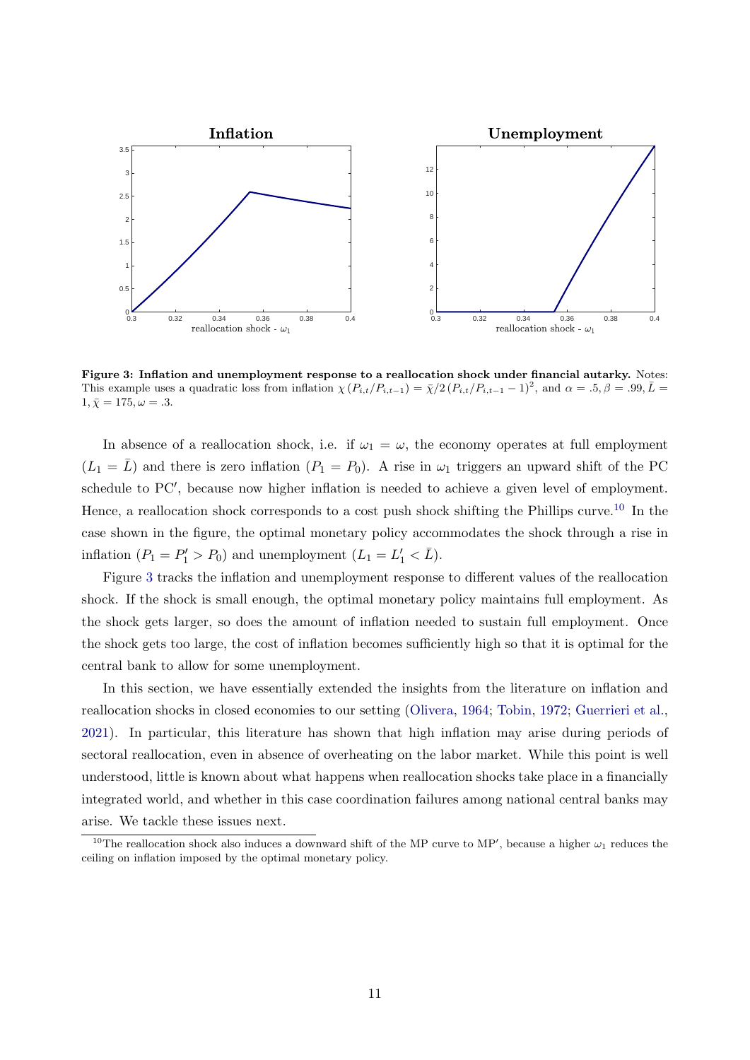**Figure 3: Inflation and unemployment response to a reallocation shock under financial autarky.** Notes: This example uses a quadratic loss from inflation $\chi(P_{i,t}/P_{i,t-1}) = \bar{\chi}/2\,(P_{i,t}/P_{i,t-1} - 1)^2$, and $\alpha = .5, \beta = .99, \bar{L} = 1, \bar{\chi} = 175, \omega = .3$.

In absence of a reallocation shock, i.e. if $\omega_1 = \omega$, the economy operates at full employment ($L_1 = \bar{L}$) and there is zero inflation ($P_1 = P_0$). A rise in $\omega_1$ triggers an upward shift of the PC schedule to PC$'$, because now higher inflation is needed to achieve a given level of employment. Hence, a reallocation shock corresponds to a cost push shock shifting the Phillips curve.[10] In the case shown in the figure, the optimal monetary policy accommodates the shock through a rise in inflation ($P_1 = P_1' > P_0$) and unemployment ($L_1 = L_1' < \bar{L}$).

Figure 3 tracks the inflation and unemployment response to different values of the reallocation shock. If the shock is small enough, the optimal monetary policy maintains full employment. As the shock gets larger, so does the amount of inflation needed to sustain full employment. Once the shock gets too large, the cost of inflation becomes sufficiently high so that it is optimal for the central bank to allow for some unemployment.

In this section, we have essentially extended the insights from the literature on inflation and reallocation shocks in closed economies to our setting (Olivera, 1964; Tobin, 1972; Guerrieri et al., 2021). In particular, this literature has shown that high inflation may arise during periods of sectoral reallocation, even in absence of overheating on the labor market. While this point is well understood, little is known about what happens when reallocation shocks take place in a financially integrated world, and whether in this case coordination failures among national central banks may arise. We tackle these issues next.

[10] The reallocation shock also induces a downward shift of the MP curve to MP$'$, because a higher $\omega_1$ reduces the ceiling on inflation imposed by the optimal monetary policy.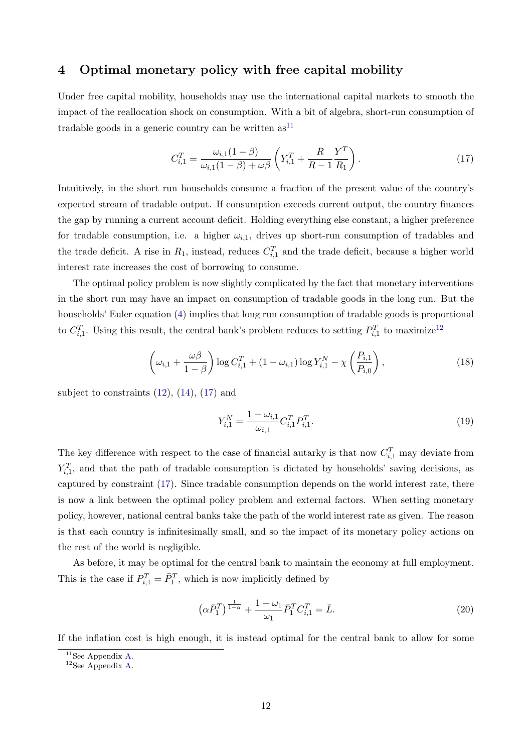# 4 Optimal monetary policy with free capital mobility

Under free capital mobility, households may use the international capital markets to smooth the impact of the reallocation shock on consumption. With a bit of algebra, short-run consumption of tradable goods in a generic country can be written as[11]

$$C_{i,1}^T = \frac{\omega_{i,1}(1-\beta)}{\omega_{i,1}(1-\beta)+\omega\beta}\left(Y_{i,1}^T + \frac{R}{R-1}\frac{Y^T}{R_1}\right). \tag{17}$$

Intuitively, in the short run households consume a fraction of the present value of the country's expected stream of tradable output. If consumption exceeds current output, the country finances the gap by running a current account deficit. Holding everything else constant, a higher preference for tradable consumption, i.e. a higher $\omega_{i,1}$, drives up short-run consumption of tradables and the trade deficit. A rise in $R_1$, instead, reduces $C_{i,1}^T$ and the trade deficit, because a higher world interest rate increases the cost of borrowing to consume.

The optimal policy problem is now slightly complicated by the fact that monetary interventions in the short run may have an impact on consumption of tradable goods in the long run. But the households' Euler equation (4) implies that long run consumption of tradable goods is proportional to $C_{i,1}^T$. Using this result, the central bank's problem reduces to setting $P_{i,1}^T$ to maximize[12]

$$\left(\omega_{i,1} + \frac{\omega\beta}{1-\beta}\right)\log C_{i,1}^T + (1-\omega_{i,1})\log Y_{i,1}^N - \chi\left(\frac{P_{i,1}}{P_{i,0}}\right), \tag{18}$$

subject to constraints (12), (14), (17) and

$$Y_{i,1}^N = \frac{1-\omega_{i,1}}{\omega_{i,1}}C_{i,1}^T P_{i,1}^T. \tag{19}$$

The key difference with respect to the case of financial autarky is that now $C_{i,1}^T$ may deviate from $Y_{i,1}^T$, and that the path of tradable consumption is dictated by households' saving decisions, as captured by constraint (17). Since tradable consumption depends on the world interest rate, there is now a link between the optimal policy problem and external factors. When setting monetary policy, however, national central banks take the path of the world interest rate as given. The reason is that each country is infinitesimally small, and so the impact of its monetary policy actions on the rest of the world is negligible.

As before, it may be optimal for the central bank to maintain the economy at full employment. This is the case if $P_{i,1}^T = \bar{P}_1^T$, which is now implicitly defined by

$$\left(\alpha\bar{P}_1^T\right)^{\frac{1}{1-\alpha}} + \frac{1-\omega_1}{\omega_1}\bar{P}_1^T C_{i,1}^T = \bar{L}. \tag{20}$$

If the inflation cost is high enough, it is instead optimal for the central bank to allow for some

[11] See Appendix A.

[12] See Appendix A.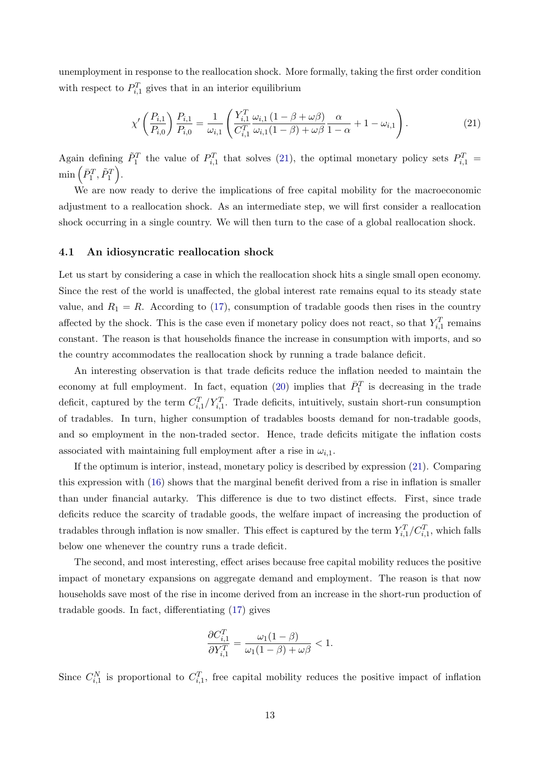unemployment in response to the reallocation shock. More formally, taking the first order condition with respect to $P_{i,1}^T$ gives that in an interior equilibrium

$$\chi'\left(\frac{P_{i,1}}{P_{i,0}}\right)\frac{P_{i,1}}{P_{i,0}} = \frac{1}{\omega_{i,1}}\left(\frac{Y_{i,1}^T}{C_{i,1}^T}\frac{\omega_{i,1}(1-\beta+\omega\beta)}{\omega_{i,1}(1-\beta)+\omega\beta}\frac{\alpha}{1-\alpha}+1-\omega_{i,1}\right). \tag{21}$$

Again defining $\tilde{P}_1^T$ the value of $P_{i,1}^T$ that solves (21), the optimal monetary policy sets $P_{i,1}^T = \min\left(\bar{P}_1^T, \tilde{P}_1^T\right)$.

We are now ready to derive the implications of free capital mobility for the macroeconomic adjustment to a reallocation shock. As an intermediate step, we will first consider a reallocation shock occurring in a single country. We will then turn to the case of a global reallocation shock.

### 4.1 An idiosyncratic reallocation shock

Let us start by considering a case in which the reallocation shock hits a single small open economy. Since the rest of the world is unaffected, the global interest rate remains equal to its steady state value, and $R_1 = R$. According to (17), consumption of tradable goods then rises in the country affected by the shock. This is the case even if monetary policy does not react, so that $Y_{i,1}^T$ remains constant. The reason is that households finance the increase in consumption with imports, and so the country accommodates the reallocation shock by running a trade balance deficit.

An interesting observation is that trade deficits reduce the inflation needed to maintain the economy at full employment. In fact, equation (20) implies that $\bar{P}_1^T$ is decreasing in the trade deficit, captured by the term $C_{i,1}^T/Y_{i,1}^T$. Trade deficits, intuitively, sustain short-run consumption of tradables. In turn, higher consumption of tradables boosts demand for non-tradable goods, and so employment in the non-traded sector. Hence, trade deficits mitigate the inflation costs associated with maintaining full employment after a rise in $\omega_{i,1}$.

If the optimum is interior, instead, monetary policy is described by expression (21). Comparing this expression with (16) shows that the marginal benefit derived from a rise in inflation is smaller than under financial autarky. This difference is due to two distinct effects. First, since trade deficits reduce the scarcity of tradable goods, the welfare impact of increasing the production of tradables through inflation is now smaller. This effect is captured by the term $Y_{i,1}^T/C_{i,1}^T$, which falls below one whenever the country runs a trade deficit.

The second, and most interesting, effect arises because free capital mobility reduces the positive impact of monetary expansions on aggregate demand and employment. The reason is that now households save most of the rise in income derived from an increase in the short-run production of tradable goods. In fact, differentiating (17) gives

$$\frac{\partial C_{i,1}^T}{\partial Y_{i,1}^T} = \frac{\omega_1(1-\beta)}{\omega_1(1-\beta)+\omega\beta} < 1.$$

Since $C_{i,1}^N$ is proportional to $C_{i,1}^T$, free capital mobility reduces the positive impact of inflation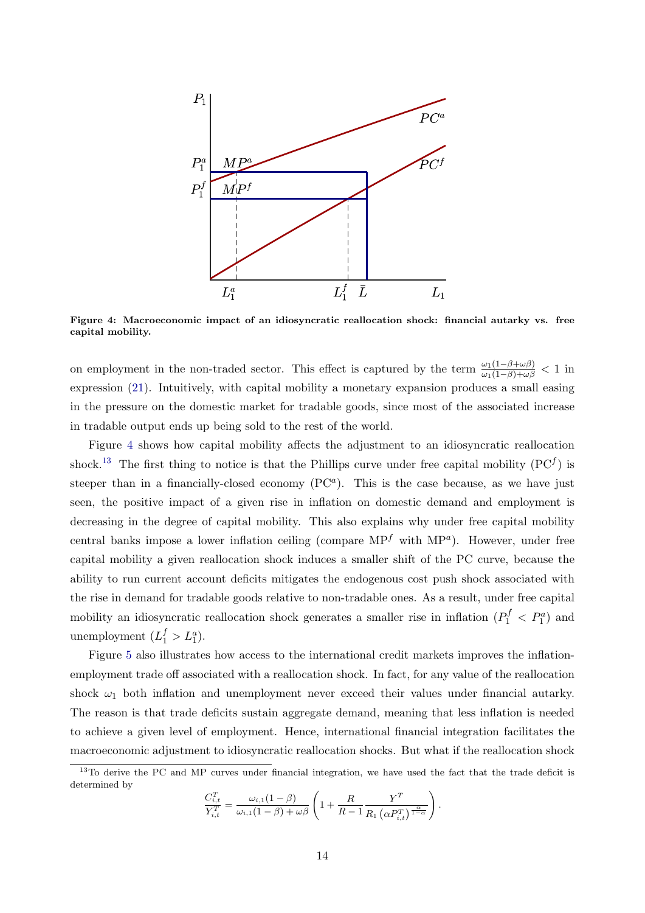**Figure 4: Macroeconomic impact of an idiosyncratic reallocation shock: financial autarky vs. free capital mobility.**

on employment in the non-traded sector. This effect is captured by the term $\frac{\omega_1(1-\beta+\omega\beta)}{\omega_1(1-\beta)+\omega\beta} < 1$ in expression (21). Intuitively, with capital mobility a monetary expansion produces a small easing in the pressure on the domestic market for tradable goods, since most of the associated increase in tradable output ends up being sold to the rest of the world.

Figure 4 shows how capital mobility affects the adjustment to an idiosyncratic reallocation shock.[13] The first thing to notice is that the Phillips curve under free capital mobility ($\text{PC}^f$) is steeper than in a financially-closed economy ($\text{PC}^a$). This is the case because, as we have just seen, the positive impact of a given rise in inflation on domestic demand and employment is decreasing in the degree of capital mobility. This also explains why under free capital mobility central banks impose a lower inflation ceiling (compare $\text{MP}^f$ with $\text{MP}^a$). However, under free capital mobility a given reallocation shock induces a smaller shift of the PC curve, because the ability to run current account deficits mitigates the endogenous cost push shock associated with the rise in demand for tradable goods relative to non-tradable ones. As a result, under free capital mobility an idiosyncratic reallocation shock generates a smaller rise in inflation ($P_1^f < P_1^a$) and unemployment ($L_1^f > L_1^a$).

Figure 5 also illustrates how access to the international credit markets improves the inflation-employment trade off associated with a reallocation shock. In fact, for any value of the reallocation shock $\omega_1$ both inflation and unemployment never exceed their values under financial autarky. The reason is that trade deficits sustain aggregate demand, meaning that less inflation is needed to achieve a given level of employment. Hence, international financial integration facilitates the macroeconomic adjustment to idiosyncratic reallocation shocks. But what if the reallocation shock

[13] To derive the PC and MP curves under financial integration, we have used the fact that the trade deficit is determined by

$$\frac{C_{i,t}^T}{Y_{i,t}^T} = \frac{\omega_{i,1}(1-\beta)}{\omega_{i,1}(1-\beta)+\omega\beta}\left(1+\frac{R}{R-1}\frac{Y^T}{R_1\left(\alpha P_{i,t}^T\right)^{\frac{\alpha}{1-\alpha}}}\right).$$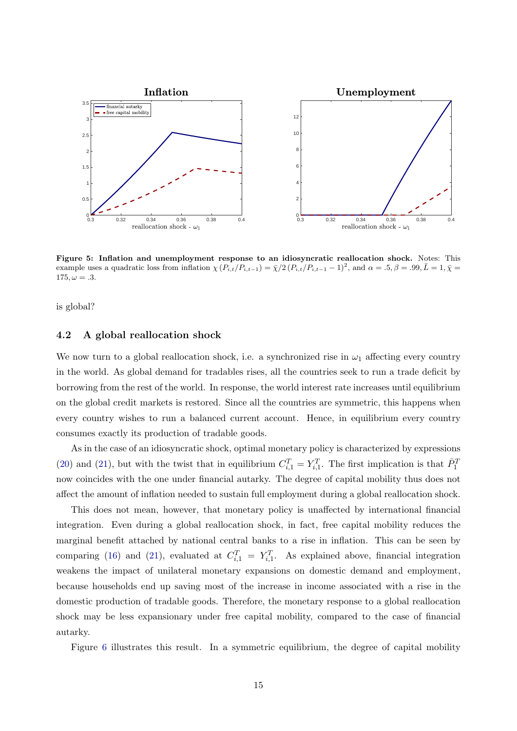**Figure 5: Inflation and unemployment response to an idiosyncratic reallocation shock.** Notes: This example uses a quadratic loss from inflation $\chi(P_{i,t}/P_{i,t-1}) = \bar{\chi}/2\,(P_{i,t}/P_{i,t-1} - 1)^2$, and $\alpha = .5, \beta = .99, \bar{L} = 1, \bar{\chi} = 175, \omega = .3$.

is global?

### 4.2 A global reallocation shock

We now turn to a global reallocation shock, i.e. a synchronized rise in $\omega_1$ affecting every country in the world. As global demand for tradables rises, all the countries seek to run a trade deficit by borrowing from the rest of the world. In response, the world interest rate increases until equilibrium on the global credit markets is restored. Since all the countries are symmetric, this happens when every country wishes to run a balanced current account. Hence, in equilibrium every country consumes exactly its production of tradable goods.

As in the case of an idiosyncratic shock, optimal monetary policy is characterized by expressions (20) and (21), but with the twist that in equilibrium $C^T_{i,1} = Y^T_{i,1}$. The first implication is that $\bar{P}^T_1$ now coincides with the one under financial autarky. The degree of capital mobility thus does not affect the amount of inflation needed to sustain full employment during a global reallocation shock.

This does not mean, however, that monetary policy is unaffected by international financial integration. Even during a global reallocation shock, in fact, free capital mobility reduces the marginal benefit attached by national central banks to a rise in inflation. This can be seen by comparing (16) and (21), evaluated at $C^T_{i,1} = Y^T_{i,1}$. As explained above, financial integration weakens the impact of unilateral monetary expansions on domestic demand and employment, because households end up saving most of the increase in income associated with a rise in the domestic production of tradable goods. Therefore, the monetary response to a global reallocation shock may be less expansionary under free capital mobility, compared to the case of financial autarky.

Figure 6 illustrates this result. In a symmetric equilibrium, the degree of capital mobility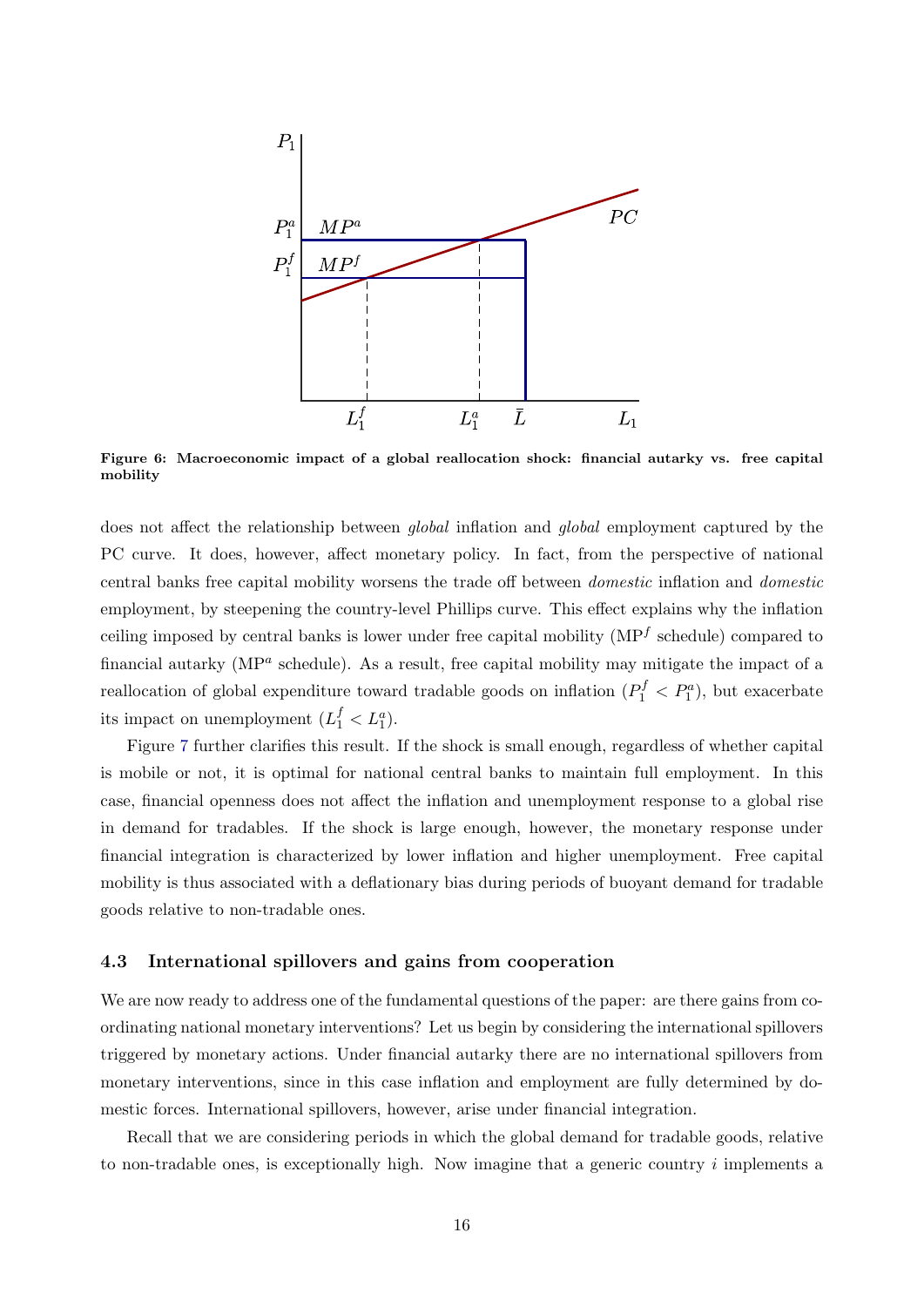**Figure 6: Macroeconomic impact of a global reallocation shock: financial autarky vs. free capital mobility**

does not affect the relationship between *global* inflation and *global* employment captured by the PC curve. It does, however, affect monetary policy. In fact, from the perspective of national central banks free capital mobility worsens the trade off between *domestic* inflation and *domestic* employment, by steepening the country-level Phillips curve. This effect explains why the inflation ceiling imposed by central banks is lower under free capital mobility ($\text{MP}^f$ schedule) compared to financial autarky ($\text{MP}^a$ schedule). As a result, free capital mobility may mitigate the impact of a reallocation of global expenditure toward tradable goods on inflation ($P_1^f < P_1^a$), but exacerbate its impact on unemployment ($L_1^f < L_1^a$).

Figure 7 further clarifies this result. If the shock is small enough, regardless of whether capital is mobile or not, it is optimal for national central banks to maintain full employment. In this case, financial openness does not affect the inflation and unemployment response to a global rise in demand for tradables. If the shock is large enough, however, the monetary response under financial integration is characterized by lower inflation and higher unemployment. Free capital mobility is thus associated with a deflationary bias during periods of buoyant demand for tradable goods relative to non-tradable ones.

### 4.3 International spillovers and gains from cooperation

We are now ready to address one of the fundamental questions of the paper: are there gains from coordinating national monetary interventions? Let us begin by considering the international spillovers triggered by monetary actions. Under financial autarky there are no international spillovers from monetary interventions, since in this case inflation and employment are fully determined by domestic forces. International spillovers, however, arise under financial integration.

Recall that we are considering periods in which the global demand for tradable goods, relative to non-tradable ones, is exceptionally high. Now imagine that a generic country $i$ implements a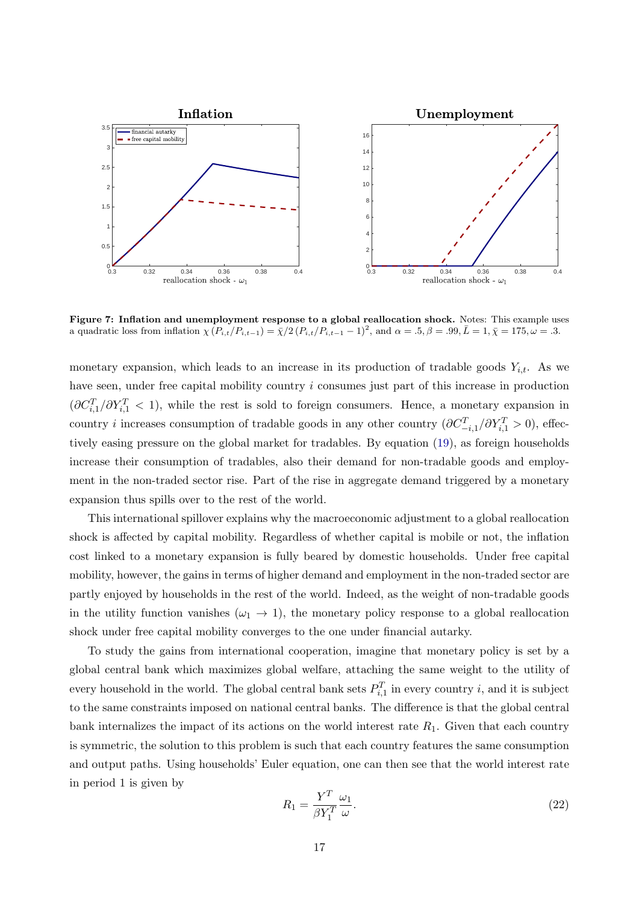**Figure 7: Inflation and unemployment response to a global reallocation shock.** Notes: This example uses a quadratic loss from inflation $\chi(P_{i,t}/P_{i,t-1}) = \bar{\chi}/2\,(P_{i,t}/P_{i,t-1} - 1)^2$, and $\alpha = .5, \beta = .99, \bar{L} = 1, \bar{\chi} = 175, \omega = .3$.

monetary expansion, which leads to an increase in its production of tradable goods $Y_{i,t}$. As we have seen, under free capital mobility country $i$ consumes just part of this increase in production ($\partial C^T_{i,1}/\partial Y^T_{i,1} < 1$), while the rest is sold to foreign consumers. Hence, a monetary expansion in country $i$ increases consumption of tradable goods in any other country ($\partial C^T_{-i,1}/\partial Y^T_{i,1} > 0$), effectively easing pressure on the global market for tradables. By equation (19), as foreign households increase their consumption of tradables, also their demand for non-tradable goods and employment in the non-traded sector rise. Part of the rise in aggregate demand triggered by a monetary expansion thus spills over to the rest of the world.

This international spillover explains why the macroeconomic adjustment to a global reallocation shock is affected by capital mobility. Regardless of whether capital is mobile or not, the inflation cost linked to a monetary expansion is fully beared by domestic households. Under free capital mobility, however, the gains in terms of higher demand and employment in the non-traded sector are partly enjoyed by households in the rest of the world. Indeed, as the weight of non-tradable goods in the utility function vanishes ($\omega_1 \to 1$), the monetary policy response to a global reallocation shock under free capital mobility converges to the one under financial autarky.

To study the gains from international cooperation, imagine that monetary policy is set by a global central bank which maximizes global welfare, attaching the same weight to the utility of every household in the world. The global central bank sets $P^T_{i,1}$ in every country $i$, and it is subject to the same constraints imposed on national central banks. The difference is that the global central bank internalizes the impact of its actions on the world interest rate $R_1$. Given that each country is symmetric, the solution to this problem is such that each country features the same consumption and output paths. Using households' Euler equation, one can then see that the world interest rate in period 1 is given by

$$R_1 = \frac{Y^T}{\beta Y^T_1} \frac{\omega_1}{\omega}. \tag{22}$$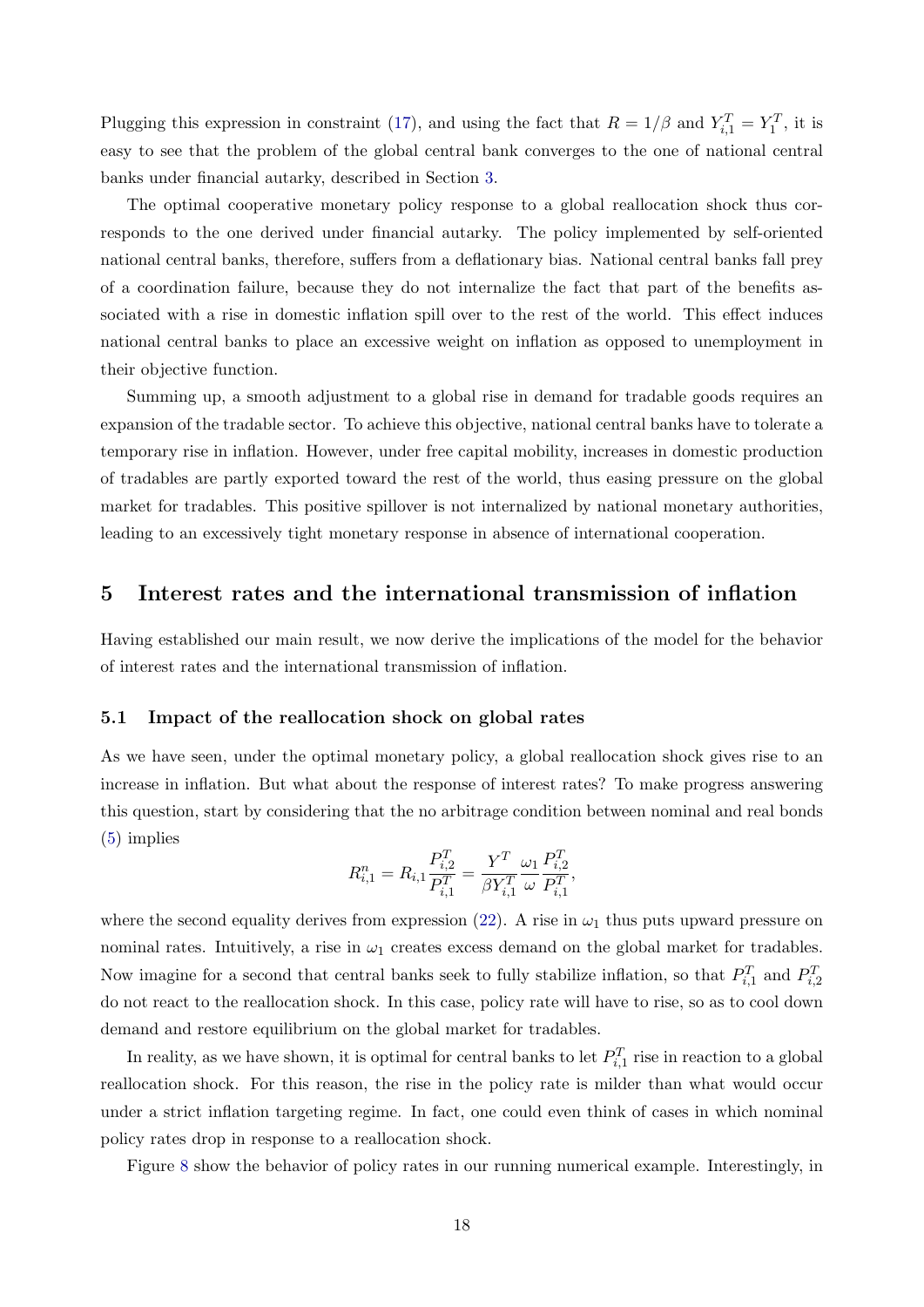Plugging this expression in constraint (17), and using the fact that $R = 1/\beta$ and $Y_{i,1}^T = Y_1^T$, it is easy to see that the problem of the global central bank converges to the one of national central banks under financial autarky, described in Section 3.

The optimal cooperative monetary policy response to a global reallocation shock thus corresponds to the one derived under financial autarky. The policy implemented by self-oriented national central banks, therefore, suffers from a deflationary bias. National central banks fall prey of a coordination failure, because they do not internalize the fact that part of the benefits associated with a rise in domestic inflation spill over to the rest of the world. This effect induces national central banks to place an excessive weight on inflation as opposed to unemployment in their objective function.

Summing up, a smooth adjustment to a global rise in demand for tradable goods requires an expansion of the tradable sector. To achieve this objective, national central banks have to tolerate a temporary rise in inflation. However, under free capital mobility, increases in domestic production of tradables are partly exported toward the rest of the world, thus easing pressure on the global market for tradables. This positive spillover is not internalized by national monetary authorities, leading to an excessively tight monetary response in absence of international cooperation.

# 5 Interest rates and the international transmission of inflation

Having established our main result, we now derive the implications of the model for the behavior of interest rates and the international transmission of inflation.

## 5.1 Impact of the reallocation shock on global rates

As we have seen, under the optimal monetary policy, a global reallocation shock gives rise to an increase in inflation. But what about the response of interest rates? To make progress answering this question, start by considering that the no arbitrage condition between nominal and real bonds (5) implies

$$R_{i,1}^n = R_{i,1} \frac{P_{i,2}^T}{P_{i,1}^T} = \frac{Y^T}{\beta Y_{i,1}^T} \frac{\omega_1}{\omega} \frac{P_{i,2}^T}{P_{i,1}^T},$$

where the second equality derives from expression (22). A rise in $\omega_1$ thus puts upward pressure on nominal rates. Intuitively, a rise in $\omega_1$ creates excess demand on the global market for tradables. Now imagine for a second that central banks seek to fully stabilize inflation, so that $P_{i,1}^T$ and $P_{i,2}^T$ do not react to the reallocation shock. In this case, policy rate will have to rise, so as to cool down demand and restore equilibrium on the global market for tradables.

In reality, as we have shown, it is optimal for central banks to let $P_{i,1}^T$ rise in reaction to a global reallocation shock. For this reason, the rise in the policy rate is milder than what would occur under a strict inflation targeting regime. In fact, one could even think of cases in which nominal policy rates drop in response to a reallocation shock.

Figure 8 show the behavior of policy rates in our running numerical example. Interestingly, in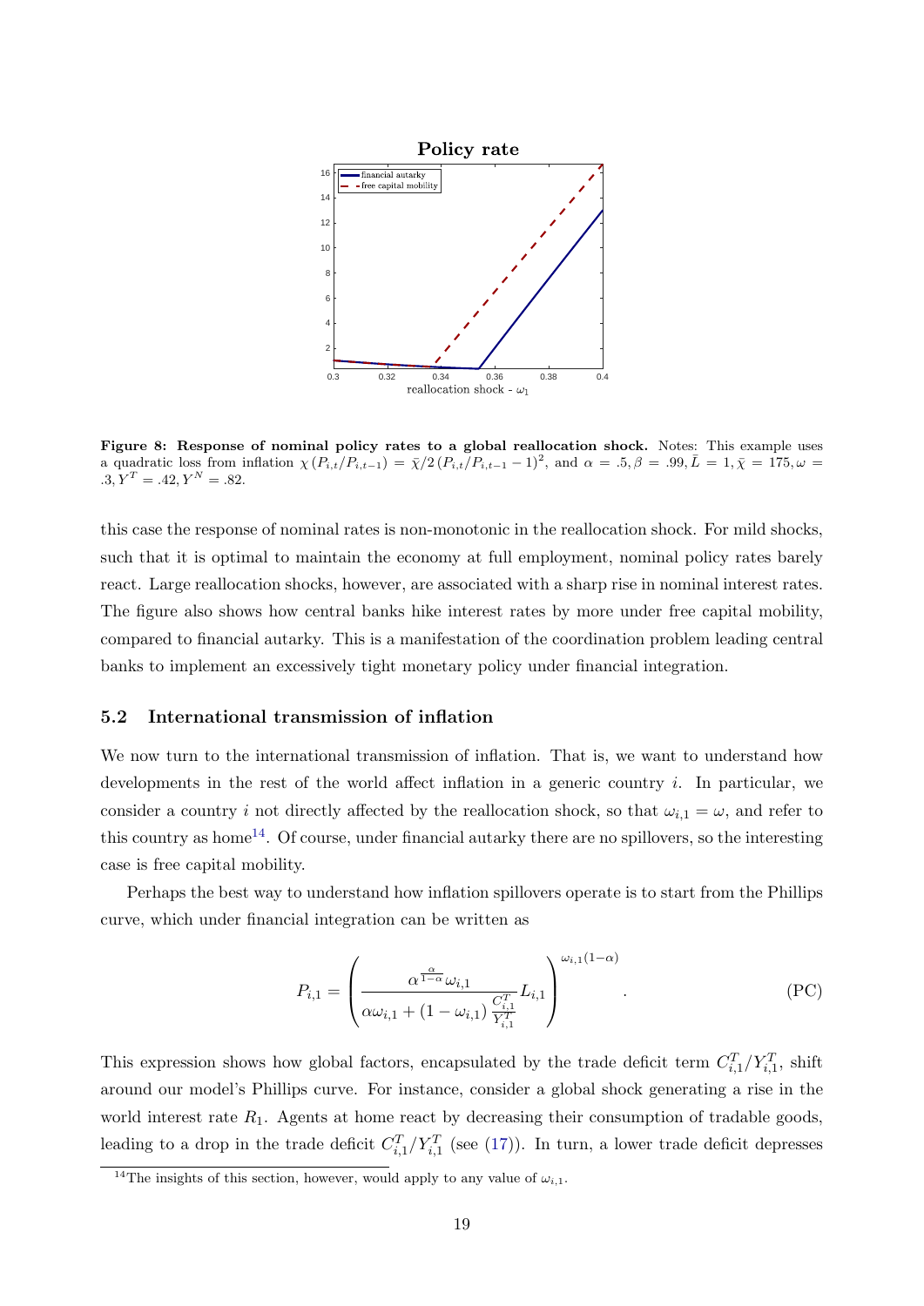Figure 8: **Response of nominal policy rates to a global reallocation shock.** Notes: This example uses a quadratic loss from inflation $\chi(P_{i,t}/P_{i,t-1}) = \bar{\chi}/2\,(P_{i,t}/P_{i,t-1} - 1)^2$, and $\alpha = .5, \beta = .99, \bar{L} = 1, \bar{\chi} = 175, \omega = .3, Y^T = .42, Y^N = .82$.

this case the response of nominal rates is non-monotonic in the reallocation shock. For mild shocks, such that it is optimal to maintain the economy at full employment, nominal policy rates barely react. Large reallocation shocks, however, are associated with a sharp rise in nominal interest rates. The figure also shows how central banks hike interest rates by more under free capital mobility, compared to financial autarky. This is a manifestation of the coordination problem leading central banks to implement an excessively tight monetary policy under financial integration.

### 5.2 International transmission of inflation

We now turn to the international transmission of inflation. That is, we want to understand how developments in the rest of the world affect inflation in a generic country $i$. In particular, we consider a country $i$ not directly affected by the reallocation shock, so that $\omega_{i,1} = \omega$, and refer to this country as home[14]. Of course, under financial autarky there are no spillovers, so the interesting case is free capital mobility.

Perhaps the best way to understand how inflation spillovers operate is to start from the Phillips curve, which under financial integration can be written as

$$P_{i,1} = \left( \frac{\alpha^{\frac{\alpha}{1-\alpha}} \omega_{i,1}}{\alpha \omega_{i,1} + (1 - \omega_{i,1}) \frac{C^T_{i,1}}{Y^T_{i,1}}} L_{i,1} \right)^{\omega_{i,1}(1-\alpha)} . \tag{PC}$$

This expression shows how global factors, encapsulated by the trade deficit term $C^T_{i,1}/Y^T_{i,1}$, shift around our model's Phillips curve. For instance, consider a global shock generating a rise in the world interest rate $R_1$. Agents at home react by decreasing their consumption of tradable goods, leading to a drop in the trade deficit $C^T_{i,1}/Y^T_{i,1}$ (see (17)). In turn, a lower trade deficit depresses

[14] The insights of this section, however, would apply to any value of $\omega_{i,1}$.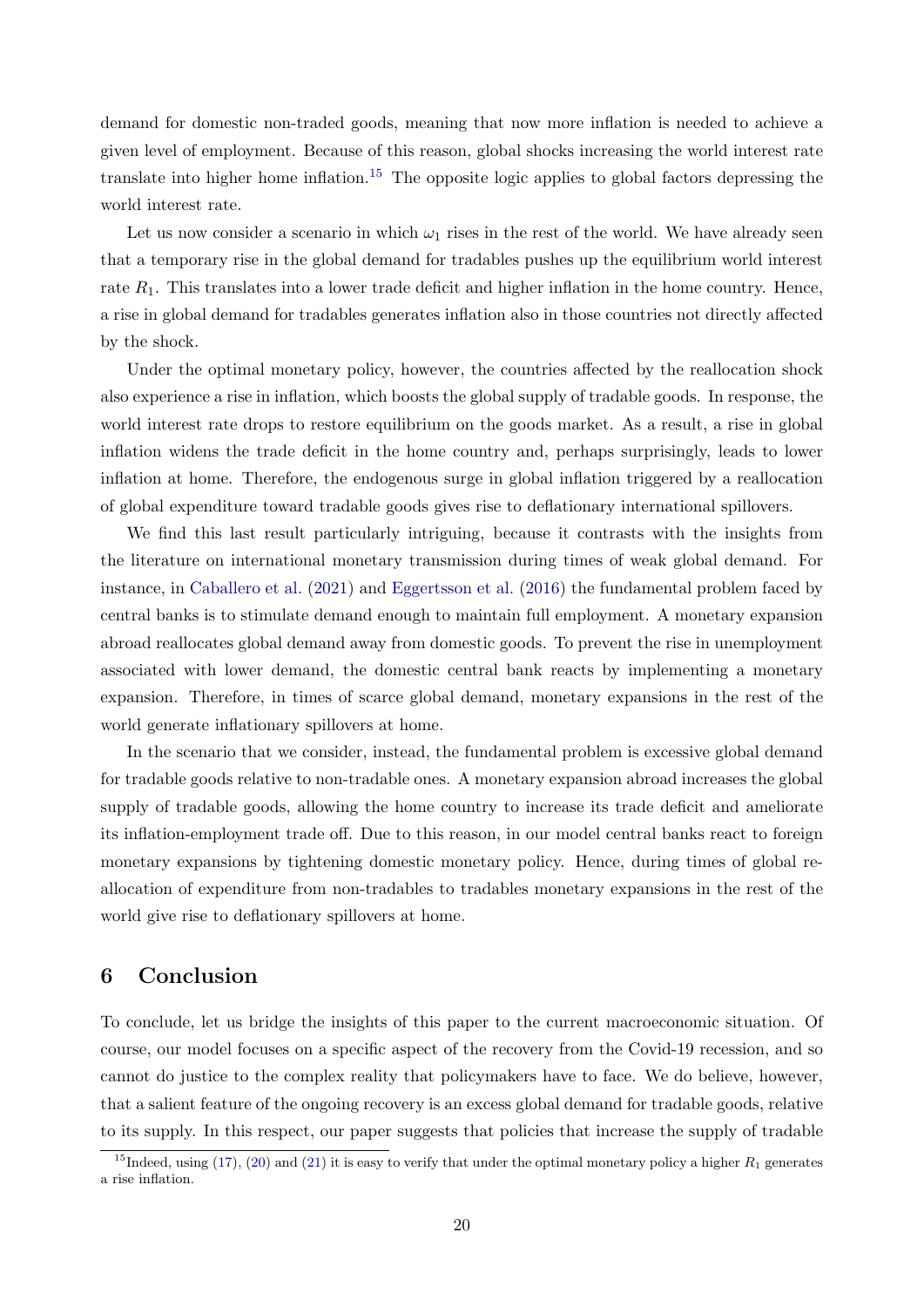demand for domestic non-traded goods, meaning that now more inflation is needed to achieve a given level of employment. Because of this reason, global shocks increasing the world interest rate translate into higher home inflation.[15] The opposite logic applies to global factors depressing the world interest rate.

Let us now consider a scenario in which $\omega_1$ rises in the rest of the world. We have already seen that a temporary rise in the global demand for tradables pushes up the equilibrium world interest rate $R_1$. This translates into a lower trade deficit and higher inflation in the home country. Hence, a rise in global demand for tradables generates inflation also in those countries not directly affected by the shock.

Under the optimal monetary policy, however, the countries affected by the reallocation shock also experience a rise in inflation, which boosts the global supply of tradable goods. In response, the world interest rate drops to restore equilibrium on the goods market. As a result, a rise in global inflation widens the trade deficit in the home country and, perhaps surprisingly, leads to lower inflation at home. Therefore, the endogenous surge in global inflation triggered by a reallocation of global expenditure toward tradable goods gives rise to deflationary international spillovers.

We find this last result particularly intriguing, because it contrasts with the insights from the literature on international monetary transmission during times of weak global demand. For instance, in Caballero et al. (2021) and Eggertsson et al. (2016) the fundamental problem faced by central banks is to stimulate demand enough to maintain full employment. A monetary expansion abroad reallocates global demand away from domestic goods. To prevent the rise in unemployment associated with lower demand, the domestic central bank reacts by implementing a monetary expansion. Therefore, in times of scarce global demand, monetary expansions in the rest of the world generate inflationary spillovers at home.

In the scenario that we consider, instead, the fundamental problem is excessive global demand for tradable goods relative to non-tradable ones. A monetary expansion abroad increases the global supply of tradable goods, allowing the home country to increase its trade deficit and ameliorate its inflation-employment trade off. Due to this reason, in our model central banks react to foreign monetary expansions by tightening domestic monetary policy. Hence, during times of global reallocation of expenditure from non-tradables to tradables monetary expansions in the rest of the world give rise to deflationary spillovers at home.

# 6 Conclusion

To conclude, let us bridge the insights of this paper to the current macroeconomic situation. Of course, our model focuses on a specific aspect of the recovery from the Covid-19 recession, and so cannot do justice to the complex reality that policymakers have to face. We do believe, however, that a salient feature of the ongoing recovery is an excess global demand for tradable goods, relative to its supply. In this respect, our paper suggests that policies that increase the supply of tradable

[15] Indeed, using (17), (20) and (21) it is easy to verify that under the optimal monetary policy a higher $R_1$ generates a rise inflation.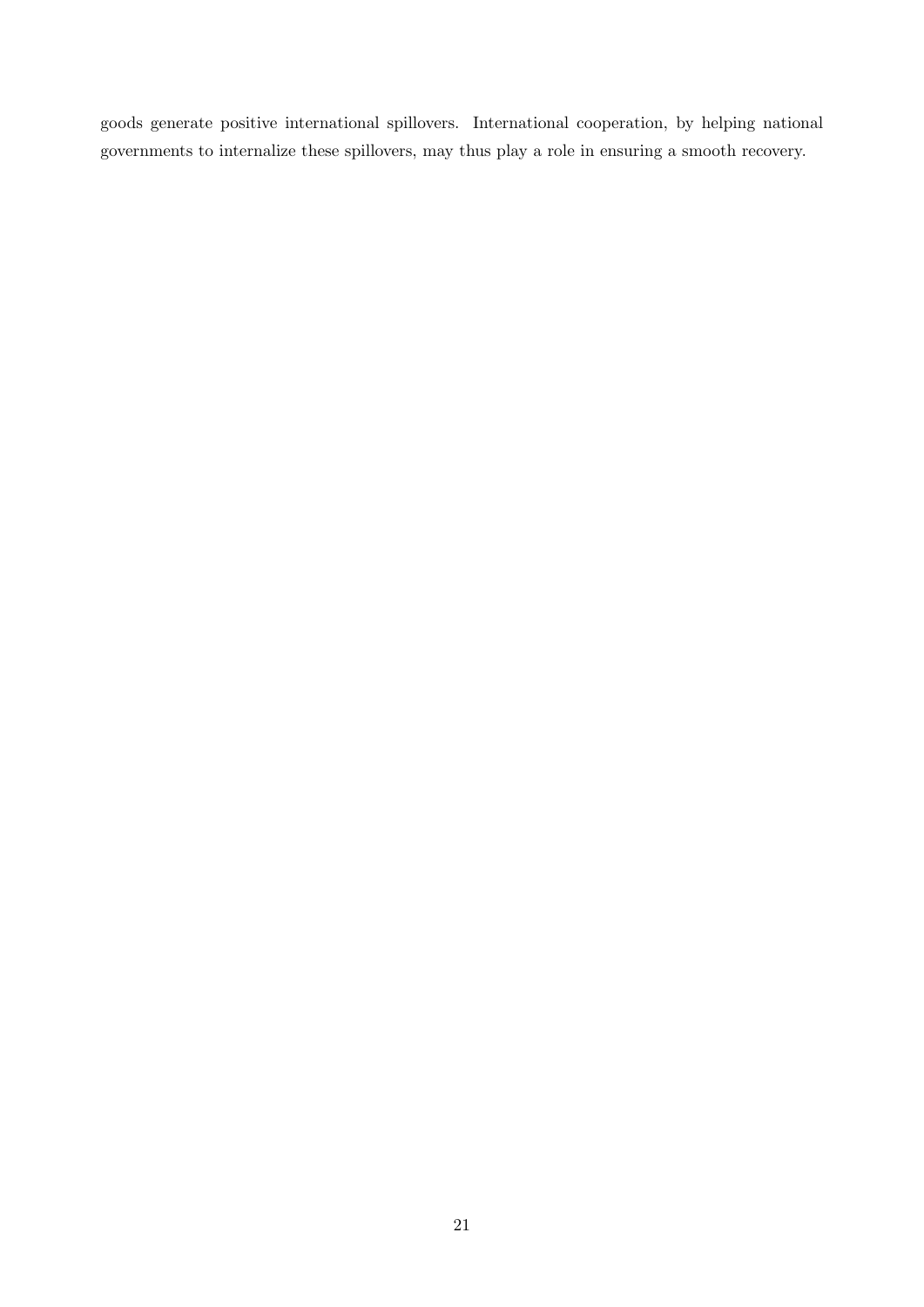goods generate positive international spillovers. International cooperation, by helping national governments to internalize these spillovers, may thus play a role in ensuring a smooth recovery.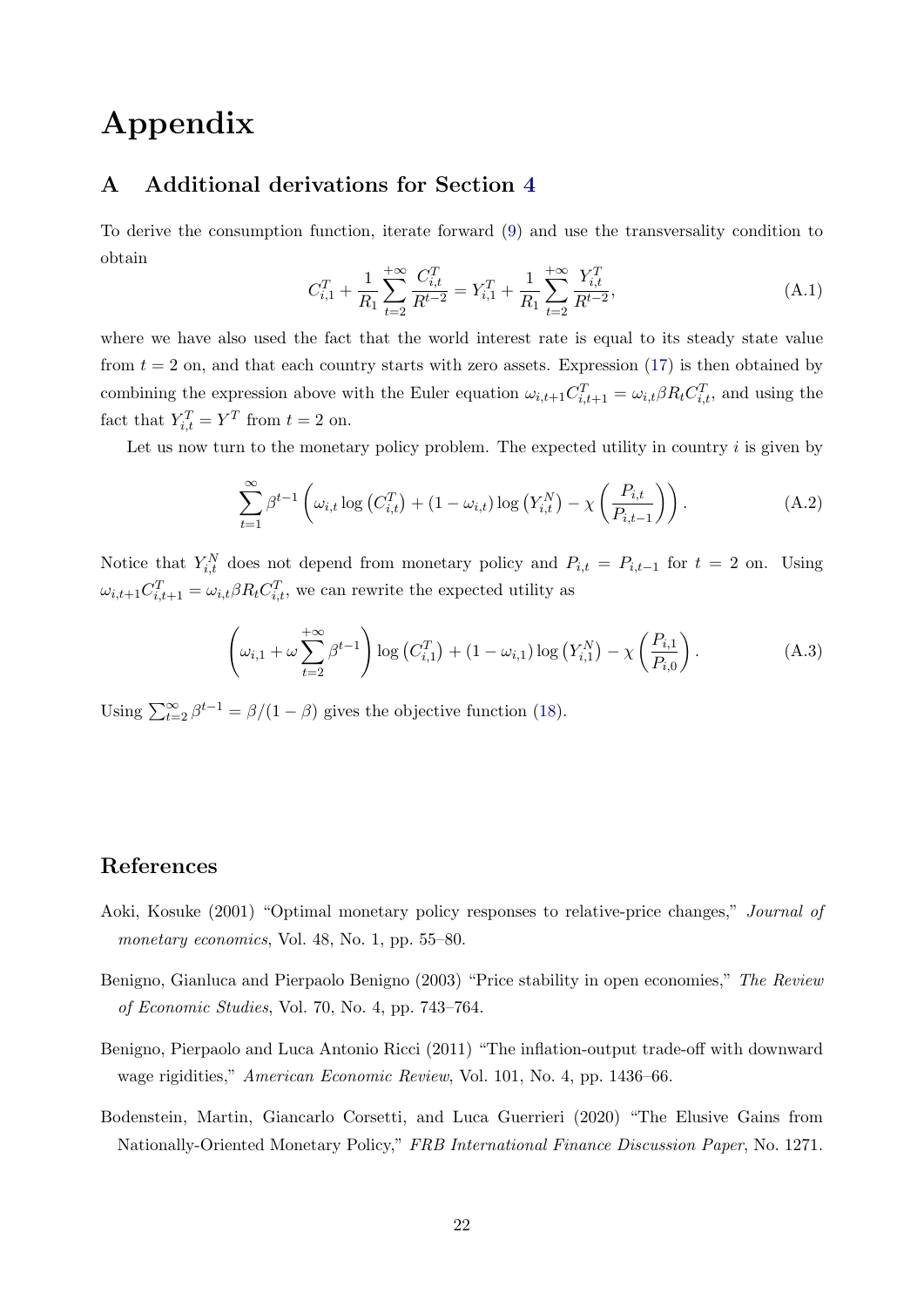# Appendix

## A Additional derivations for Section 4

To derive the consumption function, iterate forward (9) and use the transversality condition to obtain

$$C_{i,1}^T + \frac{1}{R_1} \sum_{t=2}^{+\infty} \frac{C_{i,t}^T}{R^{t-2}} = Y_{i,1}^T + \frac{1}{R_1} \sum_{t=2}^{+\infty} \frac{Y_{i,t}^T}{R^{t-2}}, \tag{A.1}$$

where we have also used the fact that the world interest rate is equal to its steady state value from $t = 2$ on, and that each country starts with zero assets. Expression (17) is then obtained by combining the expression above with the Euler equation $\omega_{i,t+1} C_{i,t+1}^T = \omega_{i,t} \beta R_t C_{i,t}^T$, and using the fact that $Y_{i,t}^T = Y^T$ from $t = 2$ on.

Let us now turn to the monetary policy problem. The expected utility in country $i$ is given by

$$\sum_{t=1}^{\infty} \beta^{t-1} \left( \omega_{i,t} \log \left( C_{i,t}^T \right) + (1 - \omega_{i,t}) \log \left( Y_{i,t}^N \right) - \chi \left( \frac{P_{i,t}}{P_{i,t-1}} \right) \right). \tag{A.2}$$

Notice that $Y_{i,t}^N$ does not depend from monetary policy and $P_{i,t} = P_{i,t-1}$ for $t = 2$ on. Using $\omega_{i,t+1} C_{i,t+1}^T = \omega_{i,t} \beta R_t C_{i,t}^T$, we can rewrite the expected utility as

$$\left( \omega_{i,1} + \omega \sum_{t=2}^{+\infty} \beta^{t-1} \right) \log \left( C_{i,1}^T \right) + (1 - \omega_{i,1}) \log \left( Y_{i,1}^N \right) - \chi \left( \frac{P_{i,1}}{P_{i,0}} \right). \tag{A.3}$$

Using $\sum_{t=2}^{\infty} \beta^{t-1} = \beta/(1-\beta)$ gives the objective function (18).

## References

Aoki, Kosuke (2001) "Optimal monetary policy responses to relative-price changes," *Journal of monetary economics*, Vol. 48, No. 1, pp. 55–80.

Benigno, Gianluca and Pierpaolo Benigno (2003) "Price stability in open economies," *The Review of Economic Studies*, Vol. 70, No. 4, pp. 743–764.

Benigno, Pierpaolo and Luca Antonio Ricci (2011) "The inflation-output trade-off with downward wage rigidities," *American Economic Review*, Vol. 101, No. 4, pp. 1436–66.

Bodenstein, Martin, Giancarlo Corsetti, and Luca Guerrieri (2020) "The Elusive Gains from Nationally-Oriented Monetary Policy," *FRB International Finance Discussion Paper*, No. 1271.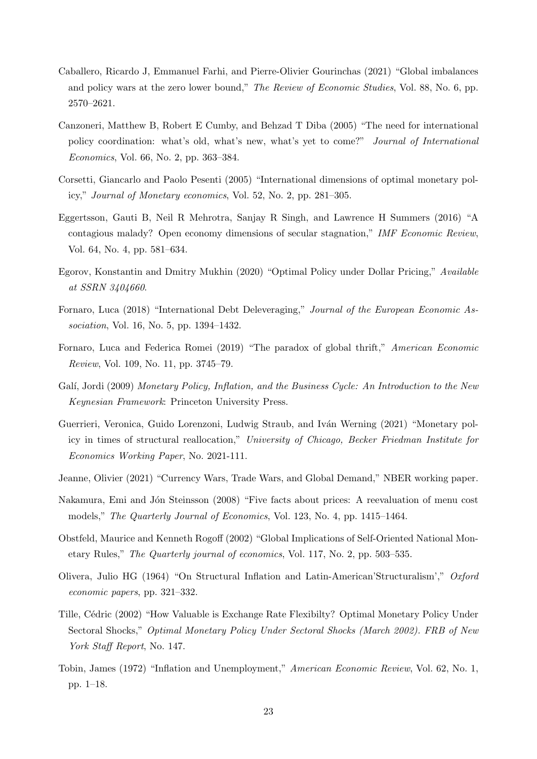Caballero, Ricardo J, Emmanuel Farhi, and Pierre-Olivier Gourinchas (2021) "Global imbalances and policy wars at the zero lower bound," *The Review of Economic Studies*, Vol. 88, No. 6, pp. 2570–2621.

Canzoneri, Matthew B, Robert E Cumby, and Behzad T Diba (2005) "The need for international policy coordination: what's old, what's new, what's yet to come?" *Journal of International Economics*, Vol. 66, No. 2, pp. 363–384.

Corsetti, Giancarlo and Paolo Pesenti (2005) "International dimensions of optimal monetary policy," *Journal of Monetary economics*, Vol. 52, No. 2, pp. 281–305.

Eggertsson, Gauti B, Neil R Mehrotra, Sanjay R Singh, and Lawrence H Summers (2016) "A contagious malady? Open economy dimensions of secular stagnation," *IMF Economic Review*, Vol. 64, No. 4, pp. 581–634.

Egorov, Konstantin and Dmitry Mukhin (2020) "Optimal Policy under Dollar Pricing," *Available at SSRN 3404660*.

Fornaro, Luca (2018) "International Debt Deleveraging," *Journal of the European Economic Association*, Vol. 16, No. 5, pp. 1394–1432.

Fornaro, Luca and Federica Romei (2019) "The paradox of global thrift," *American Economic Review*, Vol. 109, No. 11, pp. 3745–79.

Galí, Jordi (2009) *Monetary Policy, Inflation, and the Business Cycle: An Introduction to the New Keynesian Framework*: Princeton University Press.

Guerrieri, Veronica, Guido Lorenzoni, Ludwig Straub, and Iván Werning (2021) "Monetary policy in times of structural reallocation," *University of Chicago, Becker Friedman Institute for Economics Working Paper*, No. 2021-111.

Jeanne, Olivier (2021) "Currency Wars, Trade Wars, and Global Demand," NBER working paper.

Nakamura, Emi and Jón Steinsson (2008) "Five facts about prices: A reevaluation of menu cost models," *The Quarterly Journal of Economics*, Vol. 123, No. 4, pp. 1415–1464.

Obstfeld, Maurice and Kenneth Rogoff (2002) "Global Implications of Self-Oriented National Monetary Rules," *The Quarterly journal of economics*, Vol. 117, No. 2, pp. 503–535.

Olivera, Julio HG (1964) "On Structural Inflation and Latin-American'Structuralism'," *Oxford economic papers*, pp. 321–332.

Tille, Cédric (2002) "How Valuable is Exchange Rate Flexibilty? Optimal Monetary Policy Under Sectoral Shocks," *Optimal Monetary Policy Under Sectoral Shocks (March 2002). FRB of New York Staff Report*, No. 147.

Tobin, James (1972) "Inflation and Unemployment," *American Economic Review*, Vol. 62, No. 1, pp. 1–18.